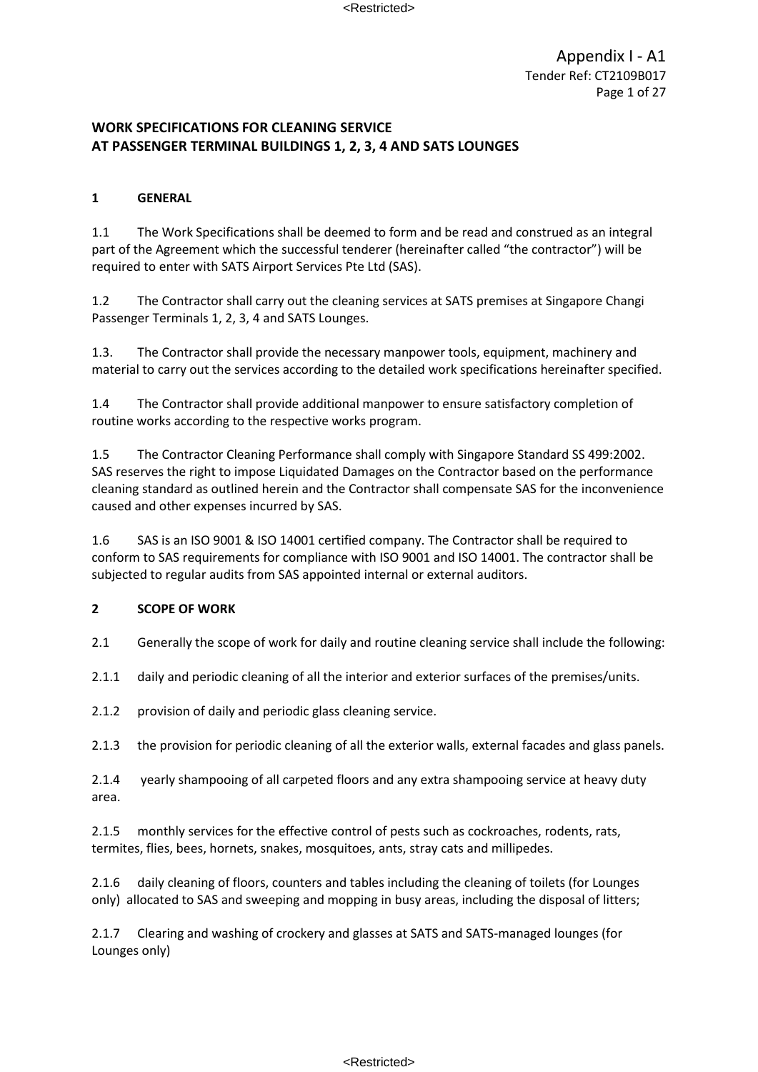Appendix I - A1
Tender Ref: CT2109B017

## WORK SPECIFICATIONS FOR CLEANING SERVICE AT PASSENGER TERMINAL BUILDINGS 1, 2, 3, 4 AND SATS LOUNGES

### 1 GENERAL

1.1 The Work Specifications shall be deemed to form and be read and construed as an integral part of the Agreement which the successful tenderer (hereinafter called "the contractor") will be required to enter with SATS Airport Services Pte Ltd (SAS).

1.2 The Contractor shall carry out the cleaning services at SATS premises at Singapore Changi Passenger Terminals 1, 2, 3, 4 and SATS Lounges.

1.3. The Contractor shall provide the necessary manpower tools, equipment, machinery and material to carry out the services according to the detailed work specifications hereinafter specified.

1.4 The Contractor shall provide additional manpower to ensure satisfactory completion of routine works according to the respective works program.

1.5 The Contractor Cleaning Performance shall comply with Singapore Standard SS 499:2002. SAS reserves the right to impose Liquidated Damages on the Contractor based on the performance cleaning standard as outlined herein and the Contractor shall compensate SAS for the inconvenience caused and other expenses incurred by SAS.

1.6 SAS is an ISO 9001 & ISO 14001 certified company. The Contractor shall be required to conform to SAS requirements for compliance with ISO 9001 and ISO 14001. The contractor shall be subjected to regular audits from SAS appointed internal or external auditors.

### 2 SCOPE OF WORK

2.1 Generally the scope of work for daily and routine cleaning service shall include the following:

2.1.1 daily and periodic cleaning of all the interior and exterior surfaces of the premises/units.

2.1.2 provision of daily and periodic glass cleaning service.

2.1.3 the provision for periodic cleaning of all the exterior walls, external facades and glass panels.

2.1.4 yearly shampooing of all carpeted floors and any extra shampooing service at heavy duty area.

2.1.5 monthly services for the effective control of pests such as cockroaches, rodents, rats, termites, flies, bees, hornets, snakes, mosquitoes, ants, stray cats and millipedes.

2.1.6 daily cleaning of floors, counters and tables including the cleaning of toilets (for Lounges only) allocated to SAS and sweeping and mopping in busy areas, including the disposal of litters;

2.1.7 Clearing and washing of crockery and glasses at SATS and SATS-managed lounges (for Lounges only)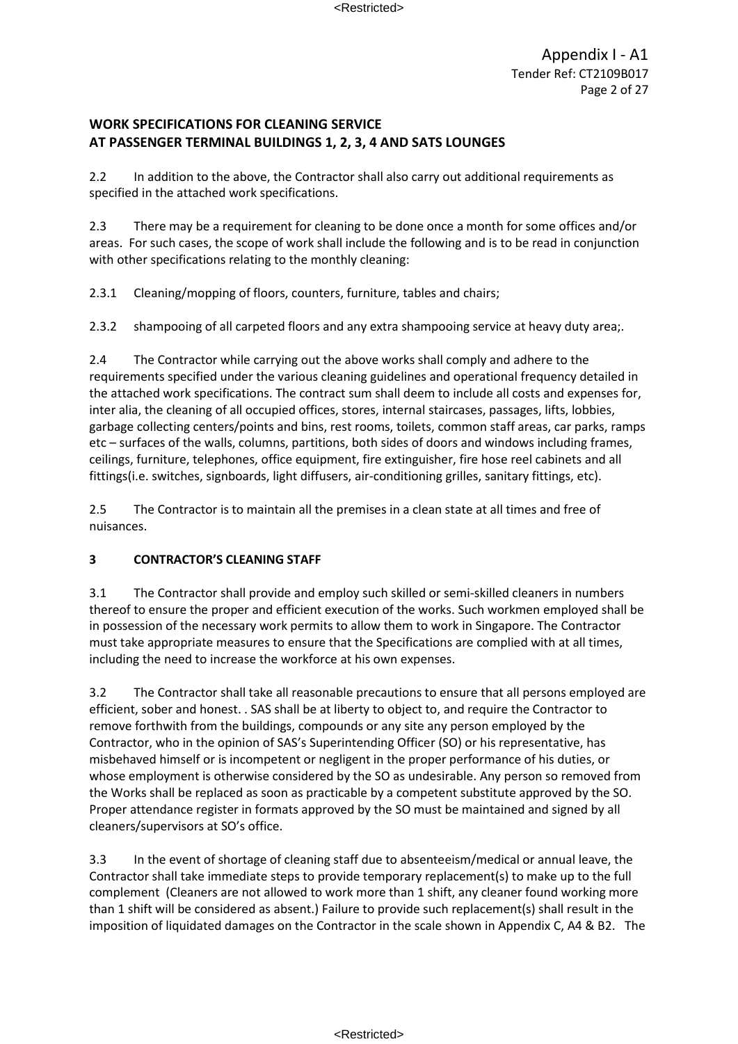## WORK SPECIFICATIONS FOR CLEANING SERVICE AT PASSENGER TERMINAL BUILDINGS 1, 2, 3, 4 AND SATS LOUNGES

2.2 In addition to the above, the Contractor shall also carry out additional requirements as specified in the attached work specifications.

2.3 There may be a requirement for cleaning to be done once a month for some offices and/or areas. For such cases, the scope of work shall include the following and is to be read in conjunction with other specifications relating to the monthly cleaning:

2.3.1 Cleaning/mopping of floors, counters, furniture, tables and chairs;

2.3.2 shampooing of all carpeted floors and any extra shampooing service at heavy duty area;.

2.4 The Contractor while carrying out the above works shall comply and adhere to the requirements specified under the various cleaning guidelines and operational frequency detailed in the attached work specifications. The contract sum shall deem to include all costs and expenses for, inter alia, the cleaning of all occupied offices, stores, internal staircases, passages, lifts, lobbies, garbage collecting centers/points and bins, rest rooms, toilets, common staff areas, car parks, ramps etc – surfaces of the walls, columns, partitions, both sides of doors and windows including frames, ceilings, furniture, telephones, office equipment, fire extinguisher, fire hose reel cabinets and all fittings(i.e. switches, signboards, light diffusers, air-conditioning grilles, sanitary fittings, etc).

2.5 The Contractor is to maintain all the premises in a clean state at all times and free of nuisances.

### 3 CONTRACTOR'S CLEANING STAFF

3.1 The Contractor shall provide and employ such skilled or semi-skilled cleaners in numbers thereof to ensure the proper and efficient execution of the works. Such workmen employed shall be in possession of the necessary work permits to allow them to work in Singapore. The Contractor must take appropriate measures to ensure that the Specifications are complied with at all times, including the need to increase the workforce at his own expenses.

3.2 The Contractor shall take all reasonable precautions to ensure that all persons employed are efficient, sober and honest. . SAS shall be at liberty to object to, and require the Contractor to remove forthwith from the buildings, compounds or any site any person employed by the Contractor, who in the opinion of SAS's Superintending Officer (SO) or his representative, has misbehaved himself or is incompetent or negligent in the proper performance of his duties, or whose employment is otherwise considered by the SO as undesirable. Any person so removed from the Works shall be replaced as soon as practicable by a competent substitute approved by the SO. Proper attendance register in formats approved by the SO must be maintained and signed by all cleaners/supervisors at SO's office.

3.3 In the event of shortage of cleaning staff due to absenteeism/medical or annual leave, the Contractor shall take immediate steps to provide temporary replacement(s) to make up to the full complement (Cleaners are not allowed to work more than 1 shift, any cleaner found working more than 1 shift will be considered as absent.) Failure to provide such replacement(s) shall result in the imposition of liquidated damages on the Contractor in the scale shown in Appendix C, A4 & B2. The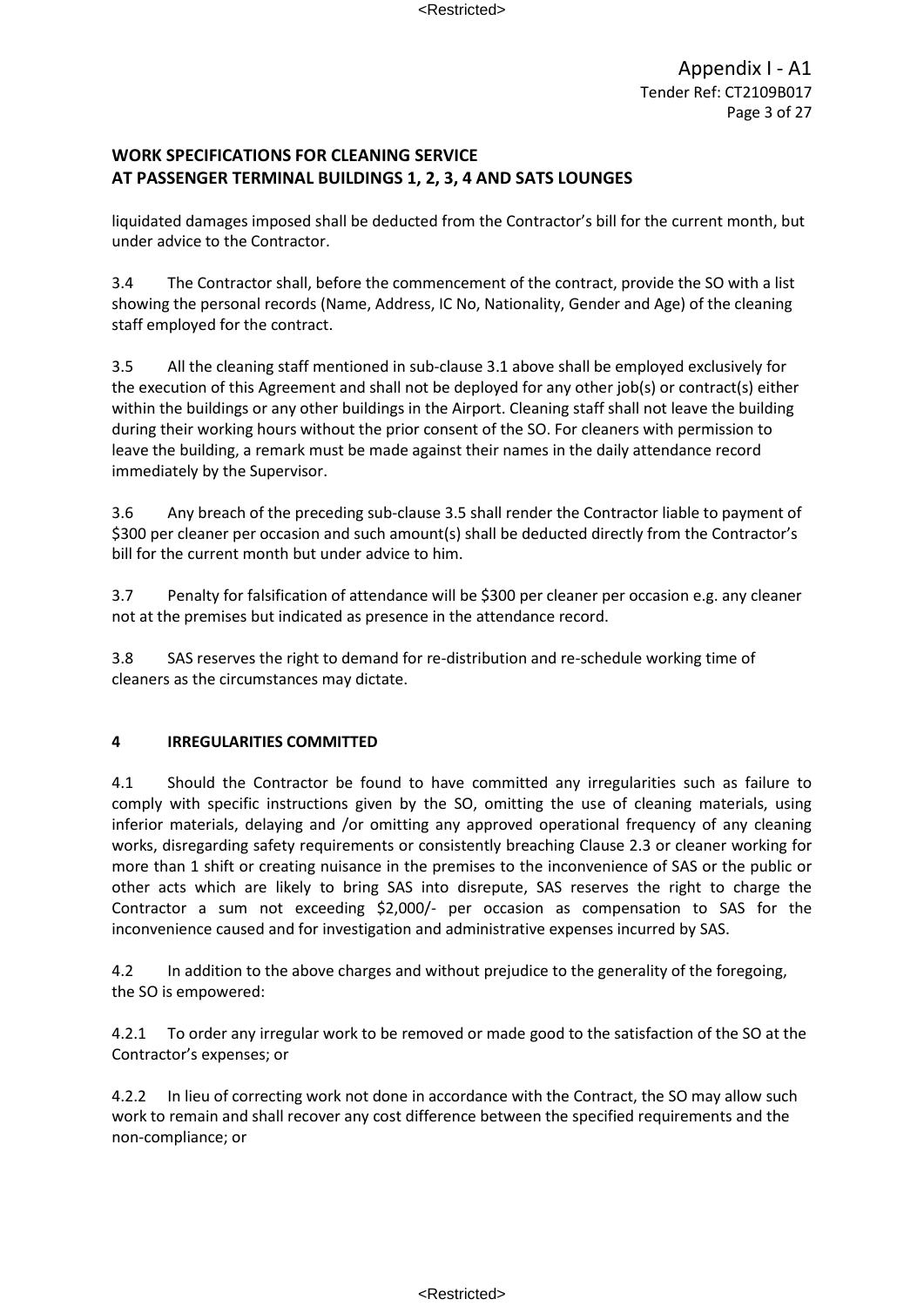**WORK SPECIFICATIONS FOR CLEANING SERVICE AT PASSENGER TERMINAL BUILDINGS 1, 2, 3, 4 AND SATS LOUNGES**

liquidated damages imposed shall be deducted from the Contractor's bill for the current month, but under advice to the Contractor.

3.4 The Contractor shall, before the commencement of the contract, provide the SO with a list showing the personal records (Name, Address, IC No, Nationality, Gender and Age) of the cleaning staff employed for the contract.

3.5 All the cleaning staff mentioned in sub-clause 3.1 above shall be employed exclusively for the execution of this Agreement and shall not be deployed for any other job(s) or contract(s) either within the buildings or any other buildings in the Airport. Cleaning staff shall not leave the building during their working hours without the prior consent of the SO. For cleaners with permission to leave the building, a remark must be made against their names in the daily attendance record immediately by the Supervisor.

3.6 Any breach of the preceding sub-clause 3.5 shall render the Contractor liable to payment of $300 per cleaner per occasion and such amount(s) shall be deducted directly from the Contractor's bill for the current month but under advice to him.

3.7 Penalty for falsification of attendance will be $300 per cleaner per occasion e.g. any cleaner not at the premises but indicated as presence in the attendance record.

3.8 SAS reserves the right to demand for re-distribution and re-schedule working time of cleaners as the circumstances may dictate.

## 4 IRREGULARITIES COMMITTED

4.1 Should the Contractor be found to have committed any irregularities such as failure to comply with specific instructions given by the SO, omitting the use of cleaning materials, using inferior materials, delaying and /or omitting any approved operational frequency of any cleaning works, disregarding safety requirements or consistently breaching Clause 2.3 or cleaner working for more than 1 shift or creating nuisance in the premises to the inconvenience of SAS or the public or other acts which are likely to bring SAS into disrepute, SAS reserves the right to charge the Contractor a sum not exceeding $2,000/- per occasion as compensation to SAS for the inconvenience caused and for investigation and administrative expenses incurred by SAS.

4.2 In addition to the above charges and without prejudice to the generality of the foregoing, the SO is empowered:

4.2.1 To order any irregular work to be removed or made good to the satisfaction of the SO at the Contractor's expenses; or

4.2.2 In lieu of correcting work not done in accordance with the Contract, the SO may allow such work to remain and shall recover any cost difference between the specified requirements and the non-compliance; or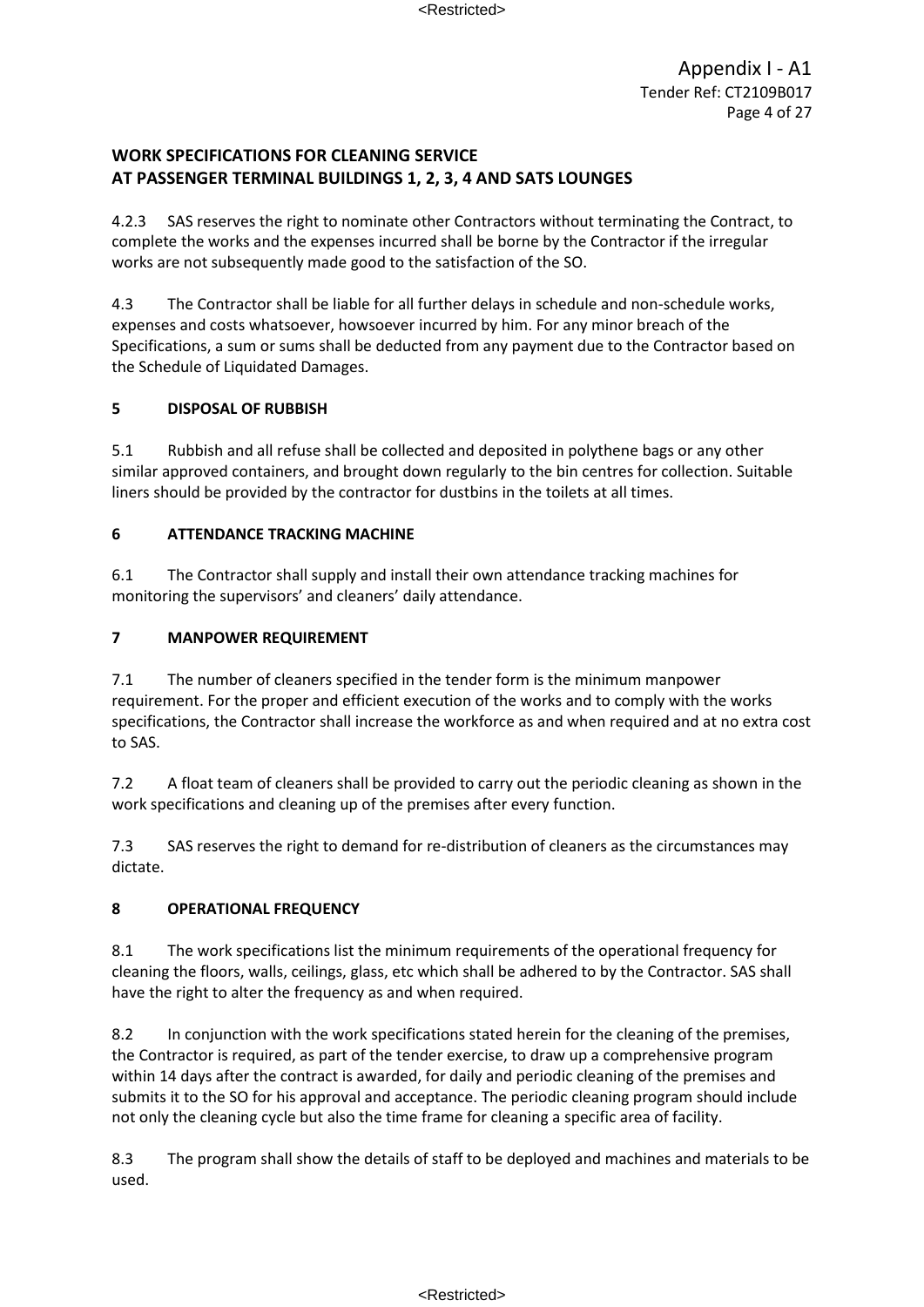## WORK SPECIFICATIONS FOR CLEANING SERVICE AT PASSENGER TERMINAL BUILDINGS 1, 2, 3, 4 AND SATS LOUNGES

4.2.3 SAS reserves the right to nominate other Contractors without terminating the Contract, to complete the works and the expenses incurred shall be borne by the Contractor if the irregular works are not subsequently made good to the satisfaction of the SO.

4.3 The Contractor shall be liable for all further delays in schedule and non-schedule works, expenses and costs whatsoever, howsoever incurred by him. For any minor breach of the Specifications, a sum or sums shall be deducted from any payment due to the Contractor based on the Schedule of Liquidated Damages.

### 5 DISPOSAL OF RUBBISH

5.1 Rubbish and all refuse shall be collected and deposited in polythene bags or any other similar approved containers, and brought down regularly to the bin centres for collection. Suitable liners should be provided by the contractor for dustbins in the toilets at all times.

### 6 ATTENDANCE TRACKING MACHINE

6.1 The Contractor shall supply and install their own attendance tracking machines for monitoring the supervisors' and cleaners' daily attendance.

### 7 MANPOWER REQUIREMENT

7.1 The number of cleaners specified in the tender form is the minimum manpower requirement. For the proper and efficient execution of the works and to comply with the works specifications, the Contractor shall increase the workforce as and when required and at no extra cost to SAS.

7.2 A float team of cleaners shall be provided to carry out the periodic cleaning as shown in the work specifications and cleaning up of the premises after every function.

7.3 SAS reserves the right to demand for re-distribution of cleaners as the circumstances may dictate.

### 8 OPERATIONAL FREQUENCY

8.1 The work specifications list the minimum requirements of the operational frequency for cleaning the floors, walls, ceilings, glass, etc which shall be adhered to by the Contractor. SAS shall have the right to alter the frequency as and when required.

8.2 In conjunction with the work specifications stated herein for the cleaning of the premises, the Contractor is required, as part of the tender exercise, to draw up a comprehensive program within 14 days after the contract is awarded, for daily and periodic cleaning of the premises and submits it to the SO for his approval and acceptance. The periodic cleaning program should include not only the cleaning cycle but also the time frame for cleaning a specific area of facility.

8.3 The program shall show the details of staff to be deployed and machines and materials to be used.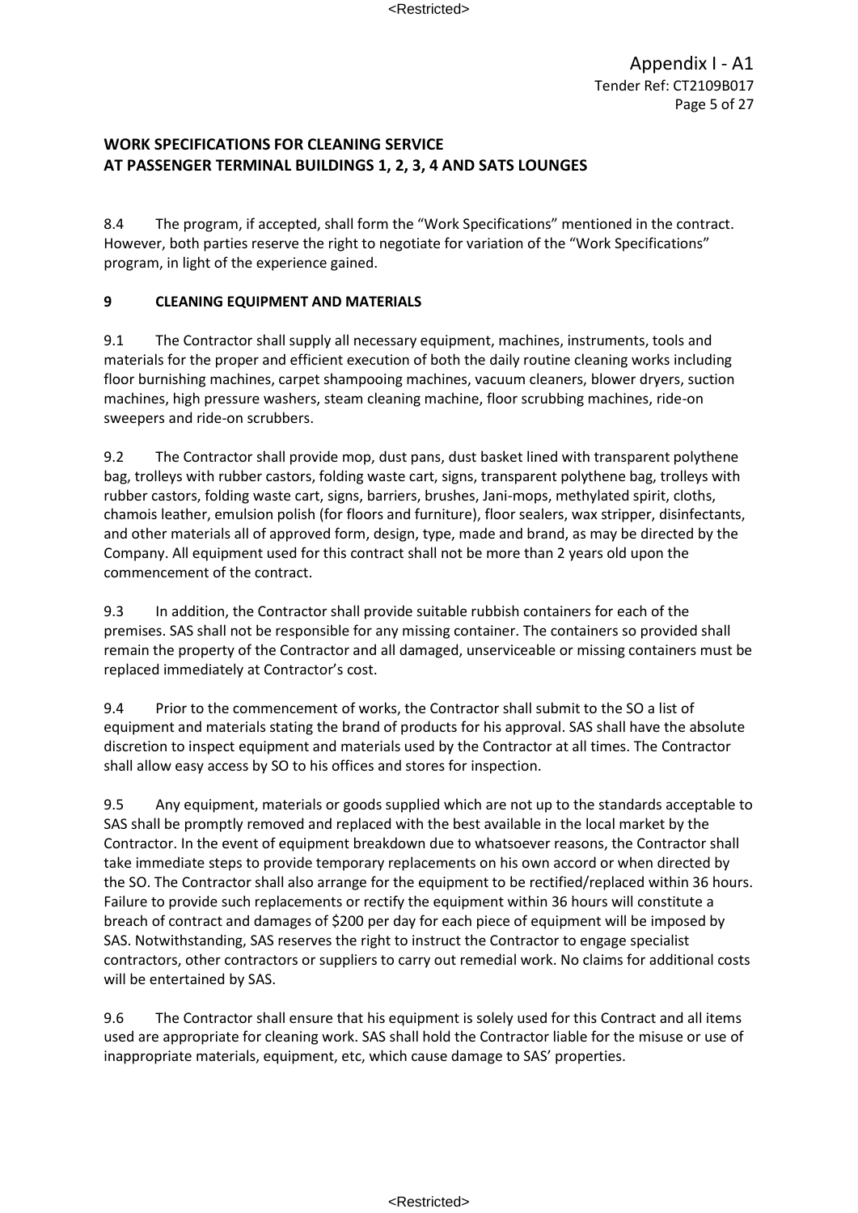**WORK SPECIFICATIONS FOR CLEANING SERVICE AT PASSENGER TERMINAL BUILDINGS 1, 2, 3, 4 AND SATS LOUNGES**

8.4 The program, if accepted, shall form the "Work Specifications" mentioned in the contract. However, both parties reserve the right to negotiate for variation of the "Work Specifications" program, in light of the experience gained.

## 9 CLEANING EQUIPMENT AND MATERIALS

9.1 The Contractor shall supply all necessary equipment, machines, instruments, tools and materials for the proper and efficient execution of both the daily routine cleaning works including floor burnishing machines, carpet shampooing machines, vacuum cleaners, blower dryers, suction machines, high pressure washers, steam cleaning machine, floor scrubbing machines, ride-on sweepers and ride-on scrubbers.

9.2 The Contractor shall provide mop, dust pans, dust basket lined with transparent polythene bag, trolleys with rubber castors, folding waste cart, signs, transparent polythene bag, trolleys with rubber castors, folding waste cart, signs, barriers, brushes, Jani-mops, methylated spirit, cloths, chamois leather, emulsion polish (for floors and furniture), floor sealers, wax stripper, disinfectants, and other materials all of approved form, design, type, made and brand, as may be directed by the Company. All equipment used for this contract shall not be more than 2 years old upon the commencement of the contract.

9.3 In addition, the Contractor shall provide suitable rubbish containers for each of the premises. SAS shall not be responsible for any missing container. The containers so provided shall remain the property of the Contractor and all damaged, unserviceable or missing containers must be replaced immediately at Contractor's cost.

9.4 Prior to the commencement of works, the Contractor shall submit to the SO a list of equipment and materials stating the brand of products for his approval. SAS shall have the absolute discretion to inspect equipment and materials used by the Contractor at all times. The Contractor shall allow easy access by SO to his offices and stores for inspection.

9.5 Any equipment, materials or goods supplied which are not up to the standards acceptable to SAS shall be promptly removed and replaced with the best available in the local market by the Contractor. In the event of equipment breakdown due to whatsoever reasons, the Contractor shall take immediate steps to provide temporary replacements on his own accord or when directed by the SO. The Contractor shall also arrange for the equipment to be rectified/replaced within 36 hours. Failure to provide such replacements or rectify the equipment within 36 hours will constitute a breach of contract and damages of $200 per day for each piece of equipment will be imposed by SAS. Notwithstanding, SAS reserves the right to instruct the Contractor to engage specialist contractors, other contractors or suppliers to carry out remedial work. No claims for additional costs will be entertained by SAS.

9.6 The Contractor shall ensure that his equipment is solely used for this Contract and all items used are appropriate for cleaning work. SAS shall hold the Contractor liable for the misuse or use of inappropriate materials, equipment, etc, which cause damage to SAS' properties.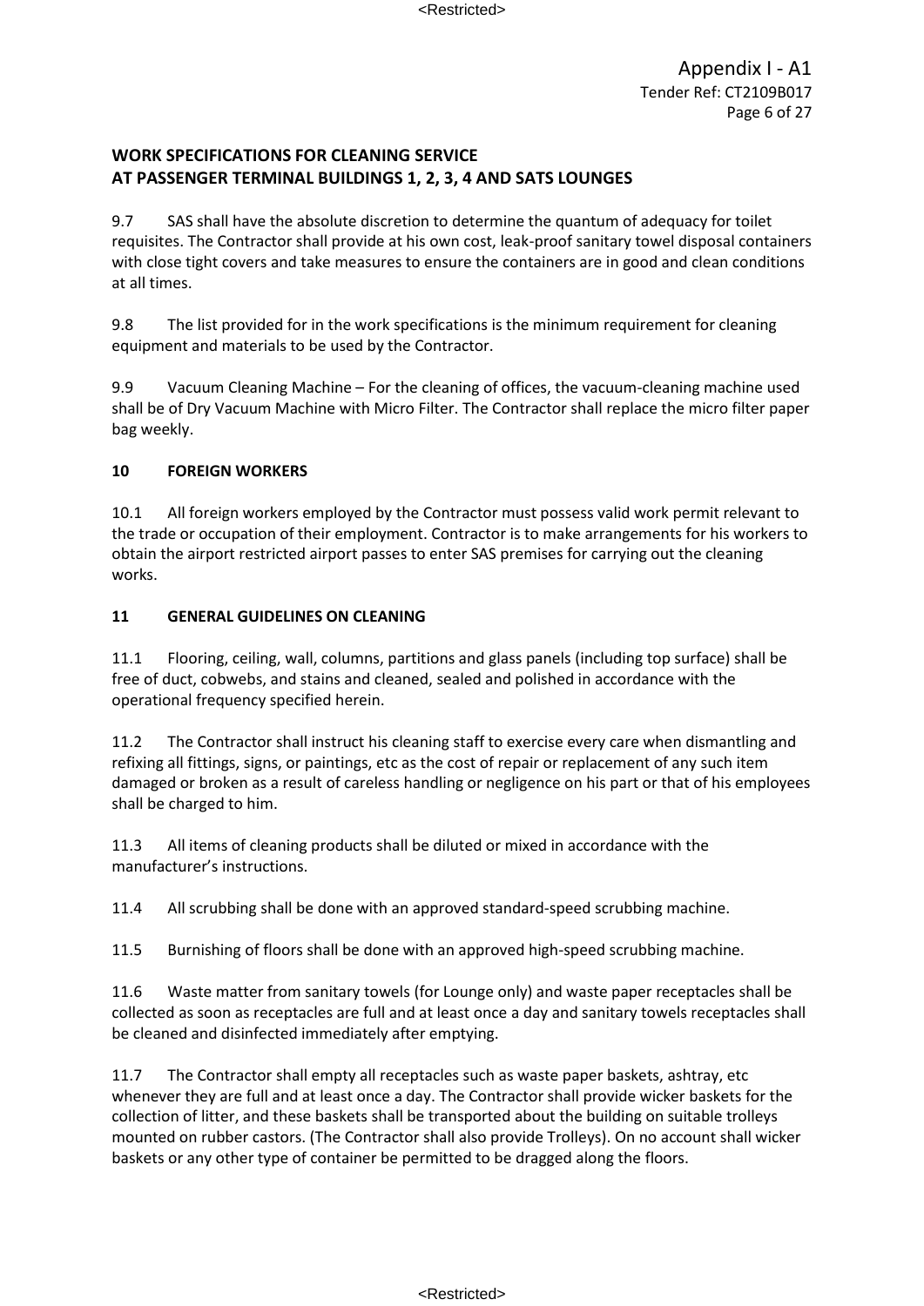**WORK SPECIFICATIONS FOR CLEANING SERVICE**
**AT PASSENGER TERMINAL BUILDINGS 1, 2, 3, 4 AND SATS LOUNGES**

9.7 SAS shall have the absolute discretion to determine the quantum of adequacy for toilet requisites. The Contractor shall provide at his own cost, leak-proof sanitary towel disposal containers with close tight covers and take measures to ensure the containers are in good and clean conditions at all times.

9.8 The list provided for in the work specifications is the minimum requirement for cleaning equipment and materials to be used by the Contractor.

9.9 Vacuum Cleaning Machine – For the cleaning of offices, the vacuum-cleaning machine used shall be of Dry Vacuum Machine with Micro Filter. The Contractor shall replace the micro filter paper bag weekly.

## 10 FOREIGN WORKERS

10.1 All foreign workers employed by the Contractor must possess valid work permit relevant to the trade or occupation of their employment. Contractor is to make arrangements for his workers to obtain the airport restricted airport passes to enter SAS premises for carrying out the cleaning works.

## 11 GENERAL GUIDELINES ON CLEANING

11.1 Flooring, ceiling, wall, columns, partitions and glass panels (including top surface) shall be free of duct, cobwebs, and stains and cleaned, sealed and polished in accordance with the operational frequency specified herein.

11.2 The Contractor shall instruct his cleaning staff to exercise every care when dismantling and refixing all fittings, signs, or paintings, etc as the cost of repair or replacement of any such item damaged or broken as a result of careless handling or negligence on his part or that of his employees shall be charged to him.

11.3 All items of cleaning products shall be diluted or mixed in accordance with the manufacturer's instructions.

11.4 All scrubbing shall be done with an approved standard-speed scrubbing machine.

11.5 Burnishing of floors shall be done with an approved high-speed scrubbing machine.

11.6 Waste matter from sanitary towels (for Lounge only) and waste paper receptacles shall be collected as soon as receptacles are full and at least once a day and sanitary towels receptacles shall be cleaned and disinfected immediately after emptying.

11.7 The Contractor shall empty all receptacles such as waste paper baskets, ashtray, etc whenever they are full and at least once a day. The Contractor shall provide wicker baskets for the collection of litter, and these baskets shall be transported about the building on suitable trolleys mounted on rubber castors. (The Contractor shall also provide Trolleys). On no account shall wicker baskets or any other type of container be permitted to be dragged along the floors.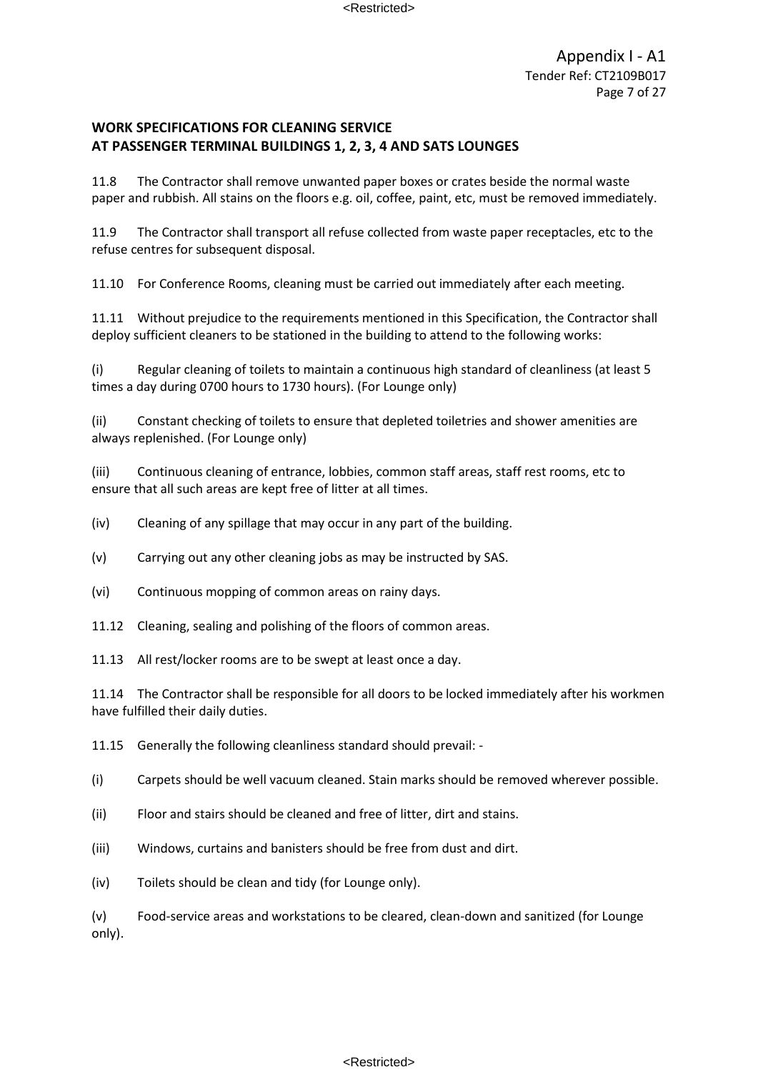## WORK SPECIFICATIONS FOR CLEANING SERVICE AT PASSENGER TERMINAL BUILDINGS 1, 2, 3, 4 AND SATS LOUNGES

11.8 The Contractor shall remove unwanted paper boxes or crates beside the normal waste paper and rubbish. All stains on the floors e.g. oil, coffee, paint, etc, must be removed immediately.

11.9 The Contractor shall transport all refuse collected from waste paper receptacles, etc to the refuse centres for subsequent disposal.

11.10 For Conference Rooms, cleaning must be carried out immediately after each meeting.

11.11 Without prejudice to the requirements mentioned in this Specification, the Contractor shall deploy sufficient cleaners to be stationed in the building to attend to the following works:

(i) Regular cleaning of toilets to maintain a continuous high standard of cleanliness (at least 5 times a day during 0700 hours to 1730 hours). (For Lounge only)

(ii) Constant checking of toilets to ensure that depleted toiletries and shower amenities are always replenished. (For Lounge only)

(iii) Continuous cleaning of entrance, lobbies, common staff areas, staff rest rooms, etc to ensure that all such areas are kept free of litter at all times.

(iv) Cleaning of any spillage that may occur in any part of the building.

(v) Carrying out any other cleaning jobs as may be instructed by SAS.

(vi) Continuous mopping of common areas on rainy days.

11.12 Cleaning, sealing and polishing of the floors of common areas.

11.13 All rest/locker rooms are to be swept at least once a day.

11.14 The Contractor shall be responsible for all doors to be locked immediately after his workmen have fulfilled their daily duties.

11.15 Generally the following cleanliness standard should prevail: -

(i) Carpets should be well vacuum cleaned. Stain marks should be removed wherever possible.

(ii) Floor and stairs should be cleaned and free of litter, dirt and stains.

(iii) Windows, curtains and banisters should be free from dust and dirt.

(iv) Toilets should be clean and tidy (for Lounge only).

(v) Food-service areas and workstations to be cleared, clean-down and sanitized (for Lounge only).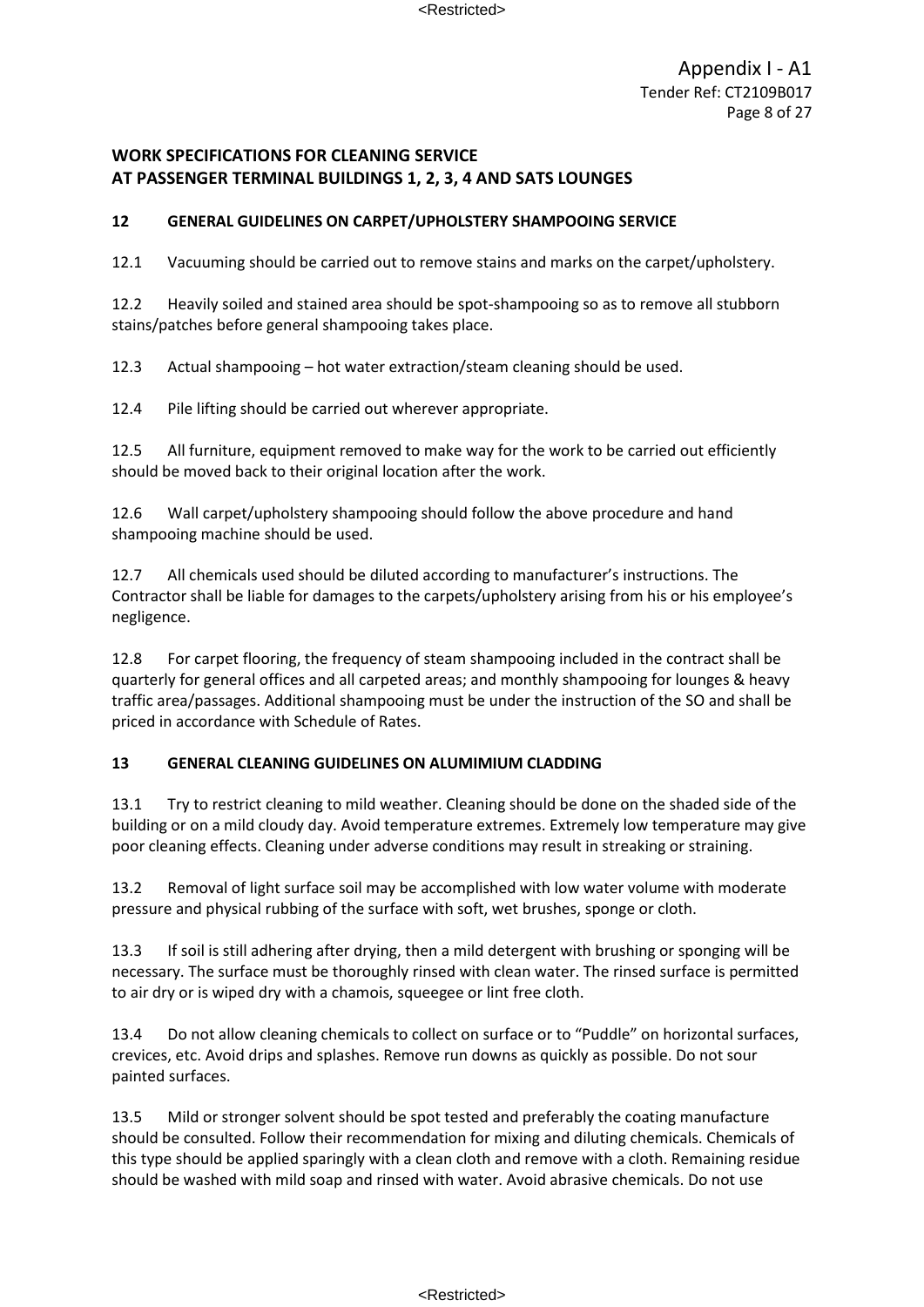**WORK SPECIFICATIONS FOR CLEANING SERVICE**
**AT PASSENGER TERMINAL BUILDINGS 1, 2, 3, 4 AND SATS LOUNGES**

## 12 GENERAL GUIDELINES ON CARPET/UPHOLSTERY SHAMPOOING SERVICE

12.1 Vacuuming should be carried out to remove stains and marks on the carpet/upholstery.

12.2 Heavily soiled and stained area should be spot-shampooing so as to remove all stubborn stains/patches before general shampooing takes place.

12.3 Actual shampooing – hot water extraction/steam cleaning should be used.

12.4 Pile lifting should be carried out wherever appropriate.

12.5 All furniture, equipment removed to make way for the work to be carried out efficiently should be moved back to their original location after the work.

12.6 Wall carpet/upholstery shampooing should follow the above procedure and hand shampooing machine should be used.

12.7 All chemicals used should be diluted according to manufacturer's instructions. The Contractor shall be liable for damages to the carpets/upholstery arising from his or his employee's negligence.

12.8 For carpet flooring, the frequency of steam shampooing included in the contract shall be quarterly for general offices and all carpeted areas; and monthly shampooing for lounges & heavy traffic area/passages. Additional shampooing must be under the instruction of the SO and shall be priced in accordance with Schedule of Rates.

## 13 GENERAL CLEANING GUIDELINES ON ALUMIMIUM CLADDING

13.1 Try to restrict cleaning to mild weather. Cleaning should be done on the shaded side of the building or on a mild cloudy day. Avoid temperature extremes. Extremely low temperature may give poor cleaning effects. Cleaning under adverse conditions may result in streaking or straining.

13.2 Removal of light surface soil may be accomplished with low water volume with moderate pressure and physical rubbing of the surface with soft, wet brushes, sponge or cloth.

13.3 If soil is still adhering after drying, then a mild detergent with brushing or sponging will be necessary. The surface must be thoroughly rinsed with clean water. The rinsed surface is permitted to air dry or is wiped dry with a chamois, squeegee or lint free cloth.

13.4 Do not allow cleaning chemicals to collect on surface or to "Puddle" on horizontal surfaces, crevices, etc. Avoid drips and splashes. Remove run downs as quickly as possible. Do not sour painted surfaces.

13.5 Mild or stronger solvent should be spot tested and preferably the coating manufacture should be consulted. Follow their recommendation for mixing and diluting chemicals. Chemicals of this type should be applied sparingly with a clean cloth and remove with a cloth. Remaining residue should be washed with mild soap and rinsed with water. Avoid abrasive chemicals. Do not use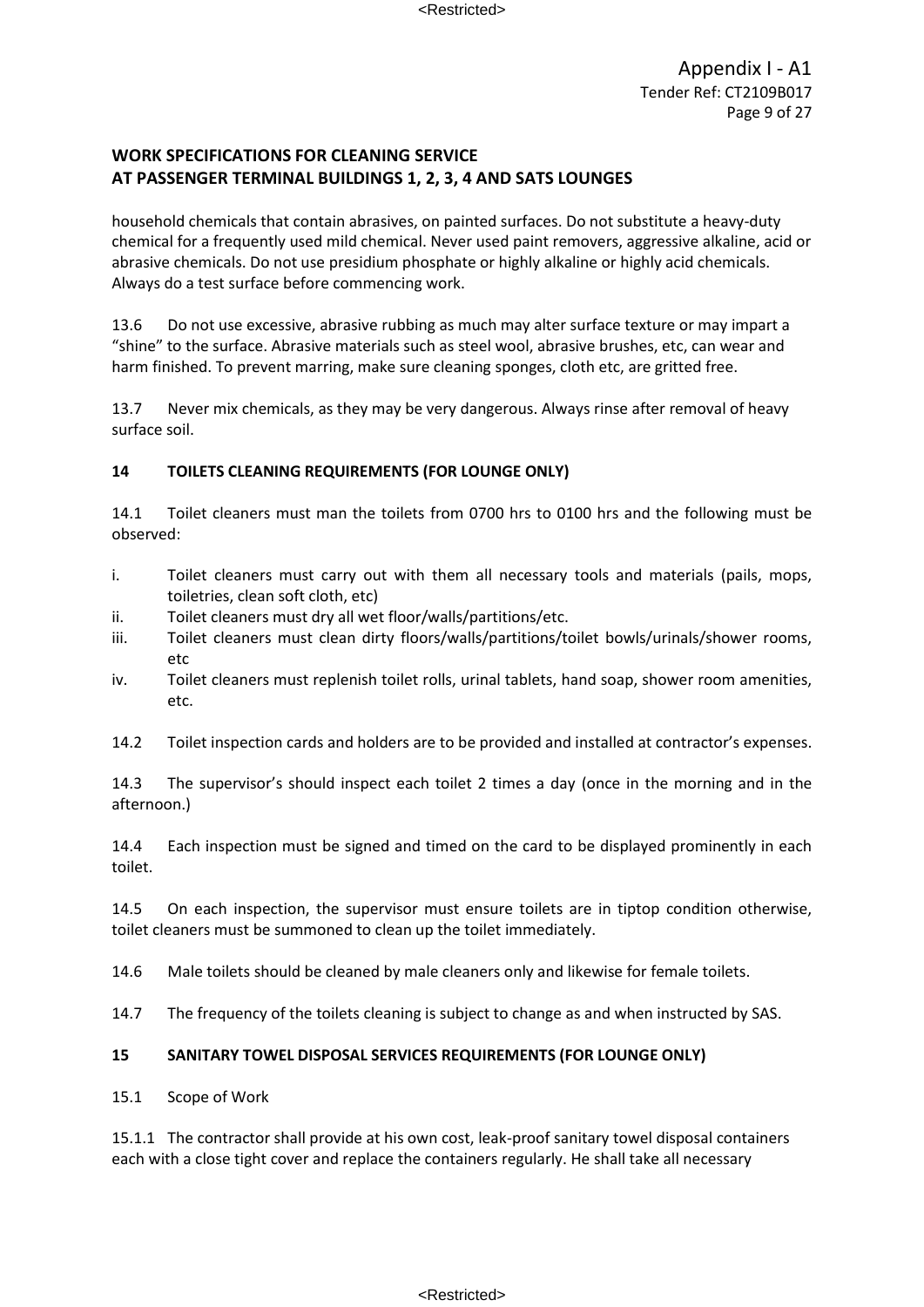household chemicals that contain abrasives, on painted surfaces. Do not substitute a heavy-duty chemical for a frequently used mild chemical. Never used paint removers, aggressive alkaline, acid or abrasive chemicals. Do not use presidium phosphate or highly alkaline or highly acid chemicals. Always do a test surface before commencing work.

13.6 Do not use excessive, abrasive rubbing as much may alter surface texture or may impart a "shine" to the surface. Abrasive materials such as steel wool, abrasive brushes, etc, can wear and harm finished. To prevent marring, make sure cleaning sponges, cloth etc, are gritted free.

13.7 Never mix chemicals, as they may be very dangerous. Always rinse after removal of heavy surface soil.

**14 TOILETS CLEANING REQUIREMENTS (FOR LOUNGE ONLY)**

14.1 Toilet cleaners must man the toilets from 0700 hrs to 0100 hrs and the following must be observed:

i. Toilet cleaners must carry out with them all necessary tools and materials (pails, mops, toiletries, clean soft cloth, etc)
ii. Toilet cleaners must dry all wet floor/walls/partitions/etc.
iii. Toilet cleaners must clean dirty floors/walls/partitions/toilet bowls/urinals/shower rooms, etc
iv. Toilet cleaners must replenish toilet rolls, urinal tablets, hand soap, shower room amenities, etc.

14.2 Toilet inspection cards and holders are to be provided and installed at contractor's expenses.

14.3 The supervisor's should inspect each toilet 2 times a day (once in the morning and in the afternoon.)

14.4 Each inspection must be signed and timed on the card to be displayed prominently in each toilet.

14.5 On each inspection, the supervisor must ensure toilets are in tiptop condition otherwise, toilet cleaners must be summoned to clean up the toilet immediately.

14.6 Male toilets should be cleaned by male cleaners only and likewise for female toilets.

14.7 The frequency of the toilets cleaning is subject to change as and when instructed by SAS.

**15 SANITARY TOWEL DISPOSAL SERVICES REQUIREMENTS (FOR LOUNGE ONLY)**

15.1 Scope of Work

15.1.1 The contractor shall provide at his own cost, leak-proof sanitary towel disposal containers each with a close tight cover and replace the containers regularly. He shall take all necessary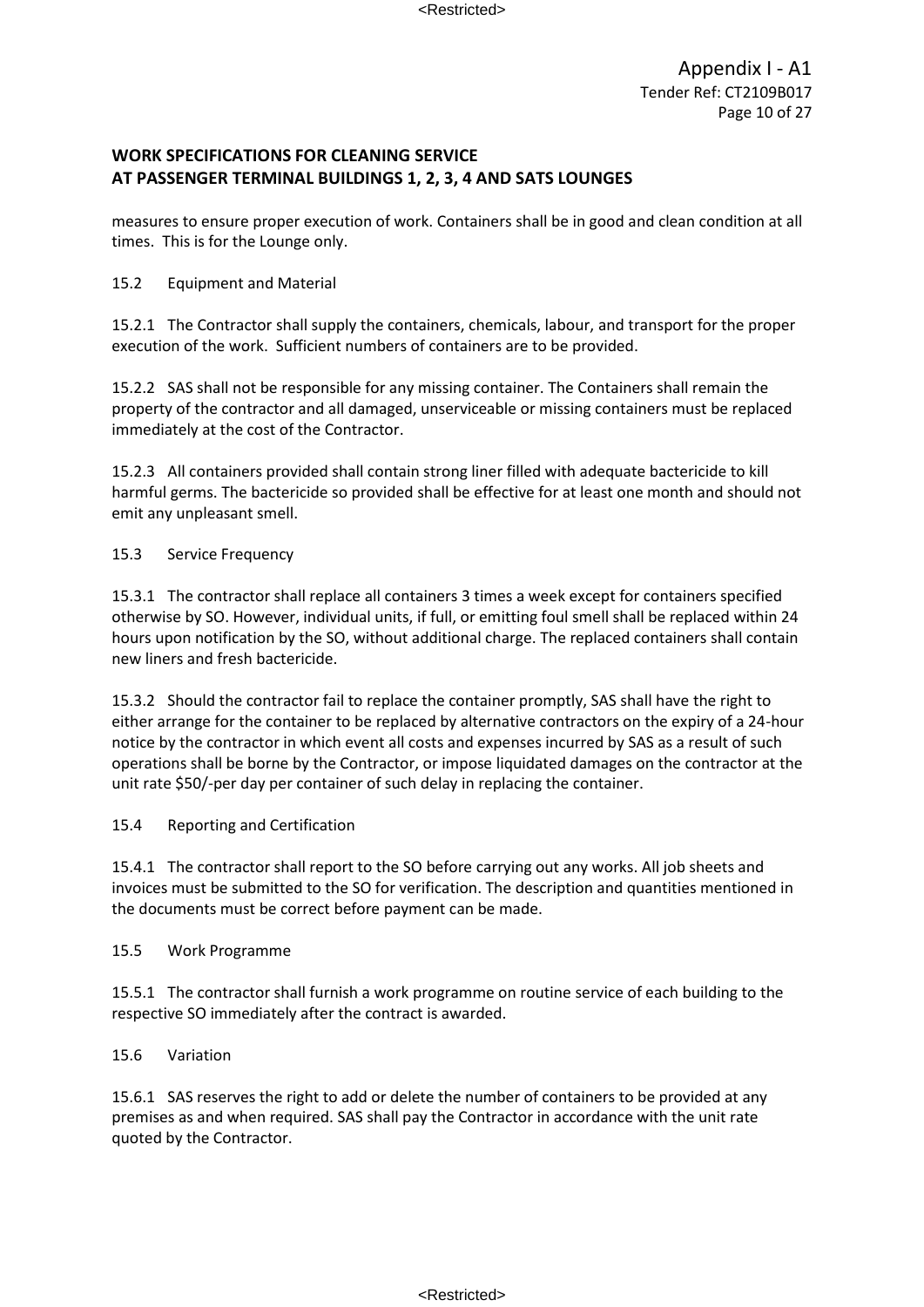**WORK SPECIFICATIONS FOR CLEANING SERVICE**
**AT PASSENGER TERMINAL BUILDINGS 1, 2, 3, 4 AND SATS LOUNGES**

measures to ensure proper execution of work. Containers shall be in good and clean condition at all times. This is for the Lounge only.

15.2 Equipment and Material

15.2.1 The Contractor shall supply the containers, chemicals, labour, and transport for the proper execution of the work. Sufficient numbers of containers are to be provided.

15.2.2 SAS shall not be responsible for any missing container. The Containers shall remain the property of the contractor and all damaged, unserviceable or missing containers must be replaced immediately at the cost of the Contractor.

15.2.3 All containers provided shall contain strong liner filled with adequate bactericide to kill harmful germs. The bactericide so provided shall be effective for at least one month and should not emit any unpleasant smell.

15.3 Service Frequency

15.3.1 The contractor shall replace all containers 3 times a week except for containers specified otherwise by SO. However, individual units, if full, or emitting foul smell shall be replaced within 24 hours upon notification by the SO, without additional charge. The replaced containers shall contain new liners and fresh bactericide.

15.3.2 Should the contractor fail to replace the container promptly, SAS shall have the right to either arrange for the container to be replaced by alternative contractors on the expiry of a 24-hour notice by the contractor in which event all costs and expenses incurred by SAS as a result of such operations shall be borne by the Contractor, or impose liquidated damages on the contractor at the unit rate $50/-per day per container of such delay in replacing the container.

15.4 Reporting and Certification

15.4.1 The contractor shall report to the SO before carrying out any works. All job sheets and invoices must be submitted to the SO for verification. The description and quantities mentioned in the documents must be correct before payment can be made.

15.5 Work Programme

15.5.1 The contractor shall furnish a work programme on routine service of each building to the respective SO immediately after the contract is awarded.

15.6 Variation

15.6.1 SAS reserves the right to add or delete the number of containers to be provided at any premises as and when required. SAS shall pay the Contractor in accordance with the unit rate quoted by the Contractor.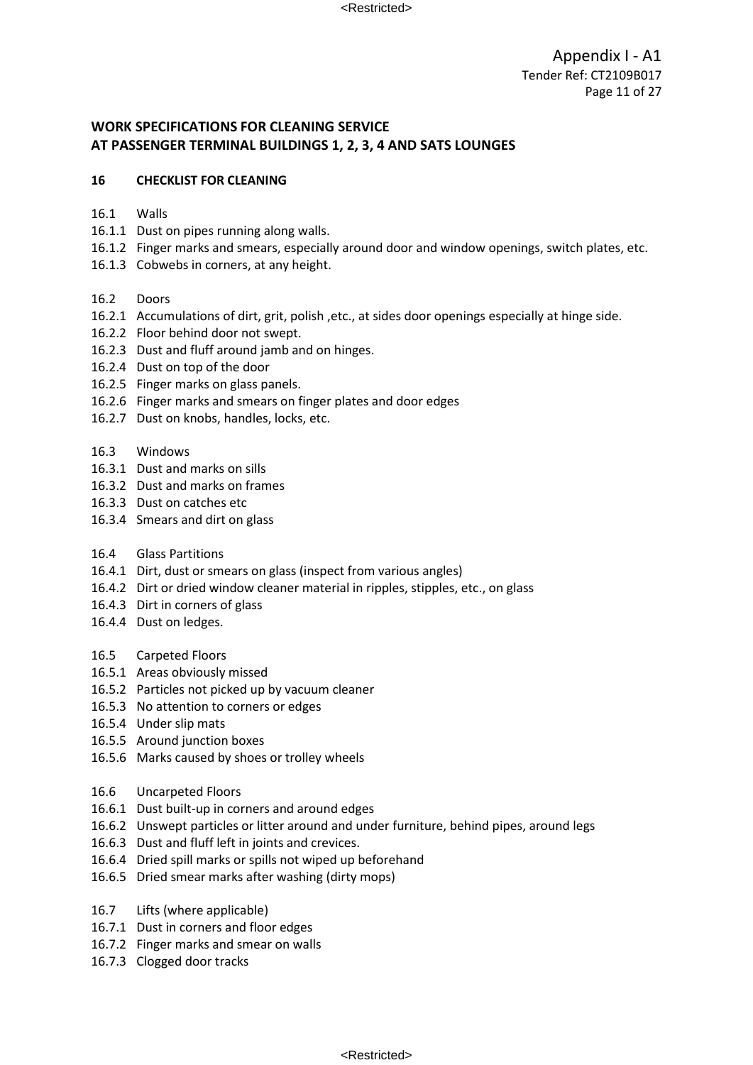Appendix I - A1
Tender Ref: CT2109B017

**WORK SPECIFICATIONS FOR CLEANING SERVICE**
**AT PASSENGER TERMINAL BUILDINGS 1, 2, 3, 4 AND SATS LOUNGES**

## 16 CHECKLIST FOR CLEANING

16.1 Walls
16.1.1 Dust on pipes running along walls.
16.1.2 Finger marks and smears, especially around door and window openings, switch plates, etc.
16.1.3 Cobwebs in corners, at any height.

16.2 Doors
16.2.1 Accumulations of dirt, grit, polish ,etc., at sides door openings especially at hinge side.
16.2.2 Floor behind door not swept.
16.2.3 Dust and fluff around jamb and on hinges.
16.2.4 Dust on top of the door
16.2.5 Finger marks on glass panels.
16.2.6 Finger marks and smears on finger plates and door edges
16.2.7 Dust on knobs, handles, locks, etc.

16.3 Windows
16.3.1 Dust and marks on sills
16.3.2 Dust and marks on frames
16.3.3 Dust on catches etc
16.3.4 Smears and dirt on glass

16.4 Glass Partitions
16.4.1 Dirt, dust or smears on glass (inspect from various angles)
16.4.2 Dirt or dried window cleaner material in ripples, stipples, etc., on glass
16.4.3 Dirt in corners of glass
16.4.4 Dust on ledges.

16.5 Carpeted Floors
16.5.1 Areas obviously missed
16.5.2 Particles not picked up by vacuum cleaner
16.5.3 No attention to corners or edges
16.5.4 Under slip mats
16.5.5 Around junction boxes
16.5.6 Marks caused by shoes or trolley wheels

16.6 Uncarpeted Floors
16.6.1 Dust built-up in corners and around edges
16.6.2 Unswept particles or litter around and under furniture, behind pipes, around legs
16.6.3 Dust and fluff left in joints and crevices.
16.6.4 Dried spill marks or spills not wiped up beforehand
16.6.5 Dried smear marks after washing (dirty mops)

16.7 Lifts (where applicable)
16.7.1 Dust in corners and floor edges
16.7.2 Finger marks and smear on walls
16.7.3 Clogged door tracks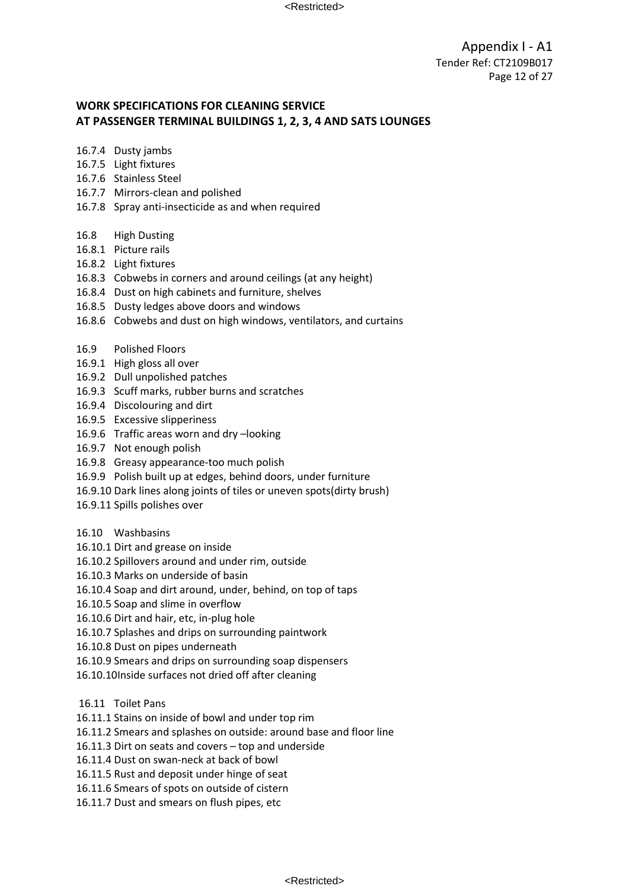Appendix I - A1
Tender Ref: CT2109B017

**WORK SPECIFICATIONS FOR CLEANING SERVICE AT PASSENGER TERMINAL BUILDINGS 1, 2, 3, 4 AND SATS LOUNGES**

16.7.4 Dusty jambs
16.7.5 Light fixtures
16.7.6 Stainless Steel
16.7.7 Mirrors-clean and polished
16.7.8 Spray anti-insecticide as and when required

16.8 High Dusting
16.8.1 Picture rails
16.8.2 Light fixtures
16.8.3 Cobwebs in corners and around ceilings (at any height)
16.8.4 Dust on high cabinets and furniture, shelves
16.8.5 Dusty ledges above doors and windows
16.8.6 Cobwebs and dust on high windows, ventilators, and curtains

16.9 Polished Floors
16.9.1 High gloss all over
16.9.2 Dull unpolished patches
16.9.3 Scuff marks, rubber burns and scratches
16.9.4 Discolouring and dirt
16.9.5 Excessive slipperiness
16.9.6 Traffic areas worn and dry –looking
16.9.7 Not enough polish
16.9.8 Greasy appearance-too much polish
16.9.9 Polish built up at edges, behind doors, under furniture
16.9.10 Dark lines along joints of tiles or uneven spots(dirty brush)
16.9.11 Spills polishes over

16.10 Washbasins
16.10.1 Dirt and grease on inside
16.10.2 Spillovers around and under rim, outside
16.10.3 Marks on underside of basin
16.10.4 Soap and dirt around, under, behind, on top of taps
16.10.5 Soap and slime in overflow
16.10.6 Dirt and hair, etc, in-plug hole
16.10.7 Splashes and drips on surrounding paintwork
16.10.8 Dust on pipes underneath
16.10.9 Smears and drips on surrounding soap dispensers
16.10.10Inside surfaces not dried off after cleaning

16.11 Toilet Pans
16.11.1 Stains on inside of bowl and under top rim
16.11.2 Smears and splashes on outside: around base and floor line
16.11.3 Dirt on seats and covers – top and underside
16.11.4 Dust on swan-neck at back of bowl
16.11.5 Rust and deposit under hinge of seat
16.11.6 Smears of spots on outside of cistern
16.11.7 Dust and smears on flush pipes, etc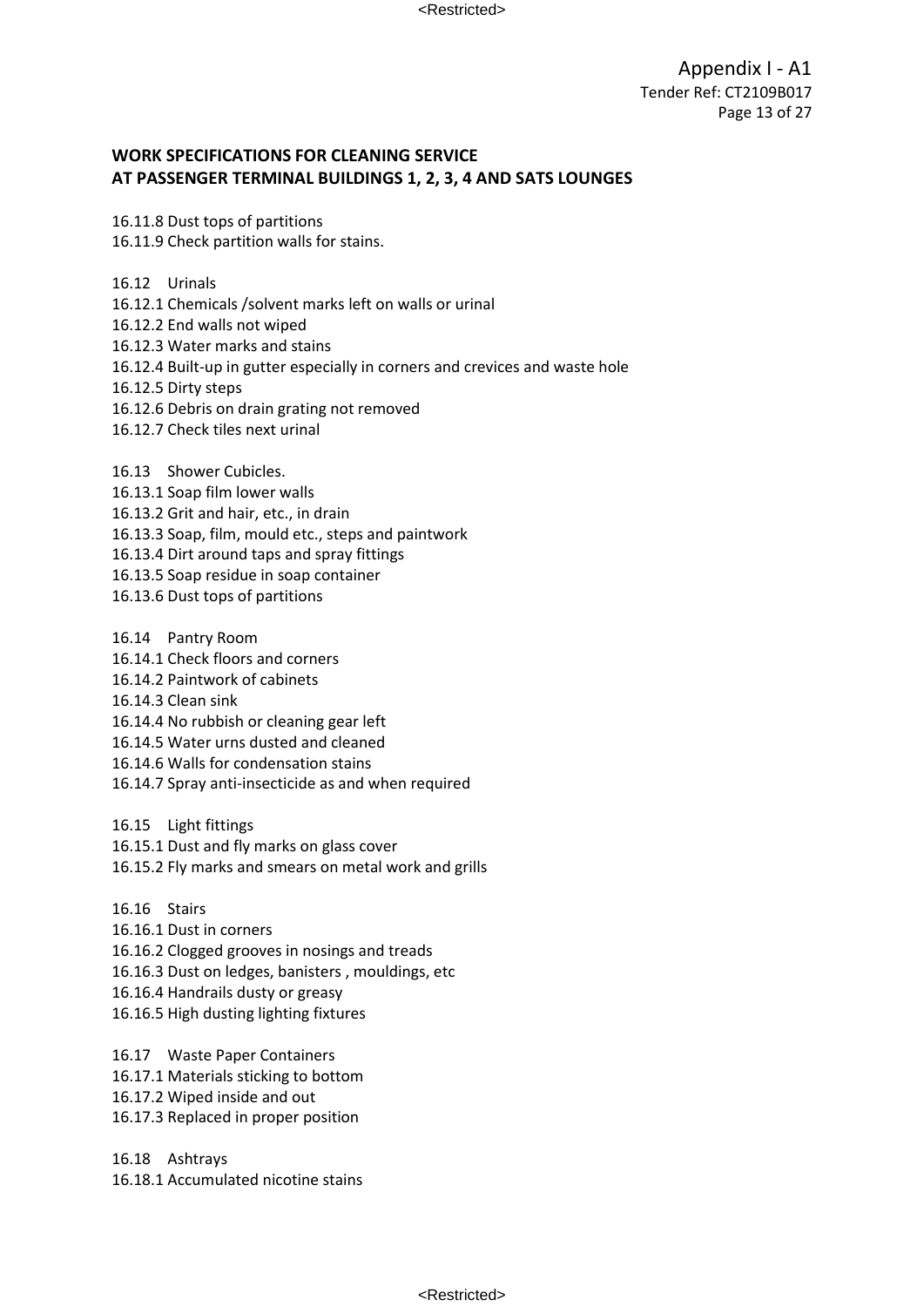**WORK SPECIFICATIONS FOR CLEANING SERVICE**
**AT PASSENGER TERMINAL BUILDINGS 1, 2, 3, 4 AND SATS LOUNGES**

16.11.8 Dust tops of partitions
16.11.9 Check partition walls for stains.

16.12 Urinals
16.12.1 Chemicals /solvent marks left on walls or urinal
16.12.2 End walls not wiped
16.12.3 Water marks and stains
16.12.4 Built-up in gutter especially in corners and crevices and waste hole
16.12.5 Dirty steps
16.12.6 Debris on drain grating not removed
16.12.7 Check tiles next urinal

16.13 Shower Cubicles.
16.13.1 Soap film lower walls
16.13.2 Grit and hair, etc., in drain
16.13.3 Soap, film, mould etc., steps and paintwork
16.13.4 Dirt around taps and spray fittings
16.13.5 Soap residue in soap container
16.13.6 Dust tops of partitions

16.14 Pantry Room
16.14.1 Check floors and corners
16.14.2 Paintwork of cabinets
16.14.3 Clean sink
16.14.4 No rubbish or cleaning gear left
16.14.5 Water urns dusted and cleaned
16.14.6 Walls for condensation stains
16.14.7 Spray anti-insecticide as and when required

16.15 Light fittings
16.15.1 Dust and fly marks on glass cover
16.15.2 Fly marks and smears on metal work and grills

16.16 Stairs
16.16.1 Dust in corners
16.16.2 Clogged grooves in nosings and treads
16.16.3 Dust on ledges, banisters , mouldings, etc
16.16.4 Handrails dusty or greasy
16.16.5 High dusting lighting fixtures

16.17 Waste Paper Containers
16.17.1 Materials sticking to bottom
16.17.2 Wiped inside and out
16.17.3 Replaced in proper position

16.18 Ashtrays
16.18.1 Accumulated nicotine stains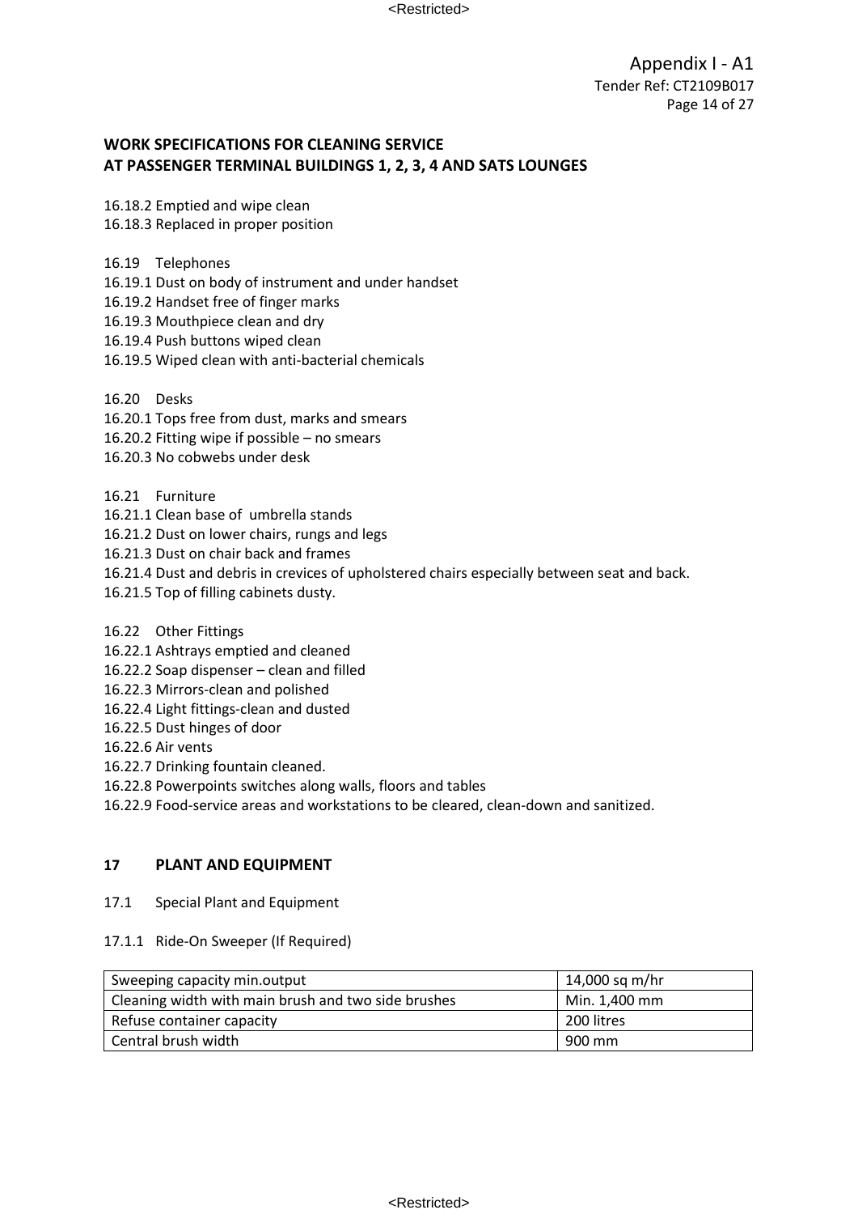**WORK SPECIFICATIONS FOR CLEANING SERVICE AT PASSENGER TERMINAL BUILDINGS 1, 2, 3, 4 AND SATS LOUNGES**

16.18.2 Emptied and wipe clean
16.18.3 Replaced in proper position

16.19 Telephones
16.19.1 Dust on body of instrument and under handset
16.19.2 Handset free of finger marks
16.19.3 Mouthpiece clean and dry
16.19.4 Push buttons wiped clean
16.19.5 Wiped clean with anti-bacterial chemicals

16.20 Desks
16.20.1 Tops free from dust, marks and smears
16.20.2 Fitting wipe if possible – no smears
16.20.3 No cobwebs under desk

16.21 Furniture
16.21.1 Clean base of umbrella stands
16.21.2 Dust on lower chairs, rungs and legs
16.21.3 Dust on chair back and frames
16.21.4 Dust and debris in crevices of upholstered chairs especially between seat and back.
16.21.5 Top of filling cabinets dusty.

16.22 Other Fittings
16.22.1 Ashtrays emptied and cleaned
16.22.2 Soap dispenser – clean and filled
16.22.3 Mirrors-clean and polished
16.22.4 Light fittings-clean and dusted
16.22.5 Dust hinges of door
16.22.6 Air vents
16.22.7 Drinking fountain cleaned.
16.22.8 Powerpoints switches along walls, floors and tables
16.22.9 Food-service areas and workstations to be cleared, clean-down and sanitized.

## 17 PLANT AND EQUIPMENT

17.1 Special Plant and Equipment

17.1.1 Ride-On Sweeper (If Required)

| | |
|---|---|
| Sweeping capacity min.output | 14,000 sq m/hr |
| Cleaning width with main brush and two side brushes | Min. 1,400 mm |
| Refuse container capacity | 200 litres |
| Central brush width | 900 mm |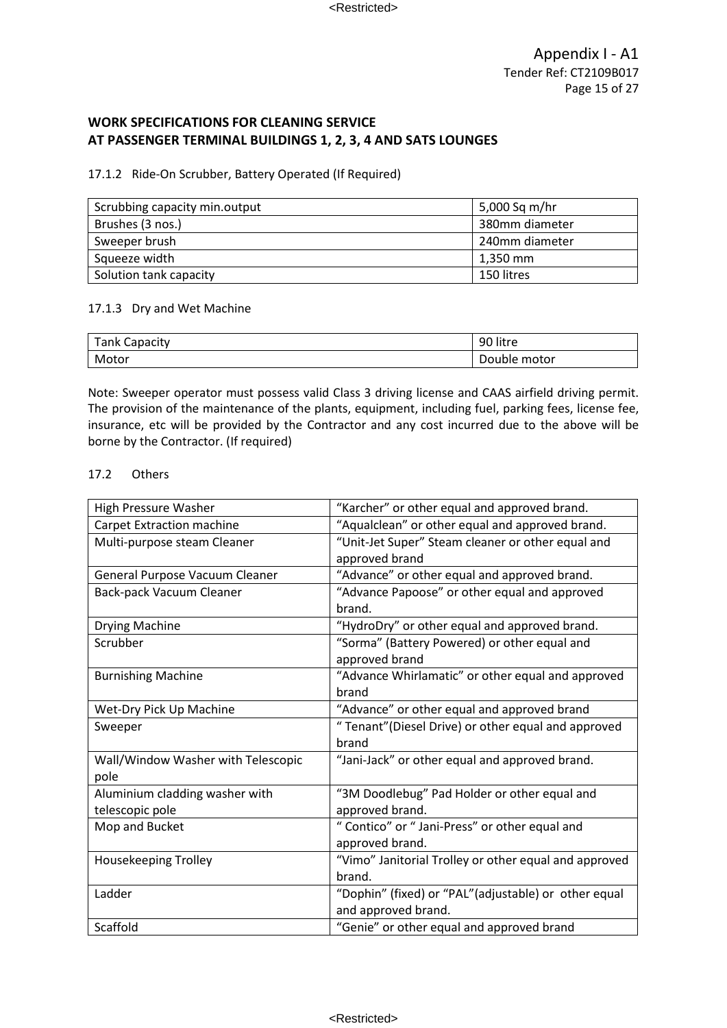## WORK SPECIFICATIONS FOR CLEANING SERVICE AT PASSENGER TERMINAL BUILDINGS 1, 2, 3, 4 AND SATS LOUNGES

17.1.2 Ride-On Scrubber, Battery Operated (If Required)

| | |
|---|---|
| Scrubbing capacity min.output | 5,000 Sq m/hr |
| Brushes (3 nos.) | 380mm diameter |
| Sweeper brush | 240mm diameter |
| Squeeze width | 1,350 mm |
| Solution tank capacity | 150 litres |

17.1.3 Dry and Wet Machine

| | |
|---|---|
| Tank Capacity | 90 litre |
| Motor | Double motor |

Note: Sweeper operator must possess valid Class 3 driving license and CAAS airfield driving permit. The provision of the maintenance of the plants, equipment, including fuel, parking fees, license fee, insurance, etc will be provided by the Contractor and any cost incurred due to the above will be borne by the Contractor. (If required)

17.2 Others

| | |
|---|---|
| High Pressure Washer | "Karcher" or other equal and approved brand. |
| Carpet Extraction machine | "Aqualclean" or other equal and approved brand. |
| Multi-purpose steam Cleaner | "Unit-Jet Super" Steam cleaner or other equal and approved brand |
| General Purpose Vacuum Cleaner | "Advance" or other equal and approved brand. |
| Back-pack Vacuum Cleaner | "Advance Papoose" or other equal and approved brand. |
| Drying Machine | "HydroDry" or other equal and approved brand. |
| Scrubber | "Sorma" (Battery Powered) or other equal and approved brand |
| Burnishing Machine | "Advance Whirlamatic" or other equal and approved brand |
| Wet-Dry Pick Up Machine | "Advance" or other equal and approved brand |
| Sweeper | " Tenant"(Diesel Drive) or other equal and approved brand |
| Wall/Window Washer with Telescopic pole | "Jani-Jack" or other equal and approved brand. |
| Aluminium cladding washer with telescopic pole | "3M Doodlebug" Pad Holder or other equal and approved brand. |
| Mop and Bucket | " Contico" or " Jani-Press" or other equal and approved brand. |
| Housekeeping Trolley | "Vimo" Janitorial Trolley or other equal and approved brand. |
| Ladder | "Dophin" (fixed) or "PAL"(adjustable) or other equal and approved brand. |
| Scaffold | "Genie" or other equal and approved brand |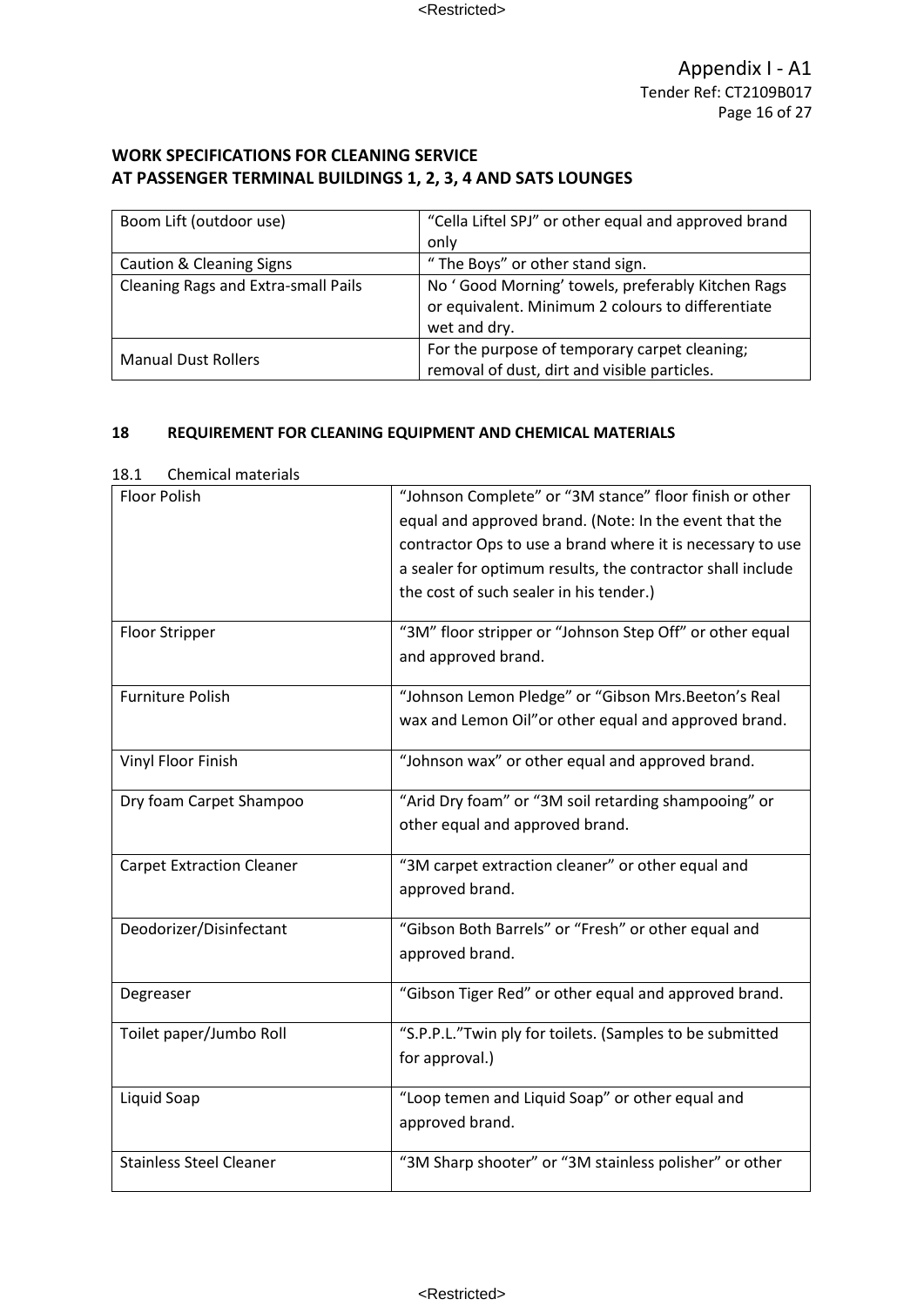**WORK SPECIFICATIONS FOR CLEANING SERVICE**
**AT PASSENGER TERMINAL BUILDINGS 1, 2, 3, 4 AND SATS LOUNGES**

| | |
|---|---|
| Boom Lift (outdoor use) | "Cella Liftel SPJ" or other equal and approved brand only |
| Caution & Cleaning Signs | " The Boys" or other stand sign. |
| Cleaning Rags and Extra-small Pails | No ' Good Morning' towels, preferably Kitchen Rags or equivalent. Minimum 2 colours to differentiate wet and dry. |
| Manual Dust Rollers | For the purpose of temporary carpet cleaning; removal of dust, dirt and visible particles. |

## 18 REQUIREMENT FOR CLEANING EQUIPMENT AND CHEMICAL MATERIALS

18.1 Chemical materials

| | |
|---|---|
| Floor Polish | "Johnson Complete" or "3M stance" floor finish or other equal and approved brand. (Note: In the event that the contractor Ops to use a brand where it is necessary to use a sealer for optimum results, the contractor shall include the cost of such sealer in his tender.) |
| Floor Stripper | "3M" floor stripper or "Johnson Step Off" or other equal and approved brand. |
| Furniture Polish | "Johnson Lemon Pledge" or "Gibson Mrs.Beeton's Real wax and Lemon Oil"or other equal and approved brand. |
| Vinyl Floor Finish | "Johnson wax" or other equal and approved brand. |
| Dry foam Carpet Shampoo | "Arid Dry foam" or "3M soil retarding shampooing" or other equal and approved brand. |
| Carpet Extraction Cleaner | "3M carpet extraction cleaner" or other equal and approved brand. |
| Deodorizer/Disinfectant | "Gibson Both Barrels" or "Fresh" or other equal and approved brand. |
| Degreaser | "Gibson Tiger Red" or other equal and approved brand. |
| Toilet paper/Jumbo Roll | "S.P.P.L."Twin ply for toilets. (Samples to be submitted for approval.) |
| Liquid Soap | "Loop temen and Liquid Soap" or other equal and approved brand. |
| Stainless Steel Cleaner | "3M Sharp shooter" or "3M stainless polisher" or other |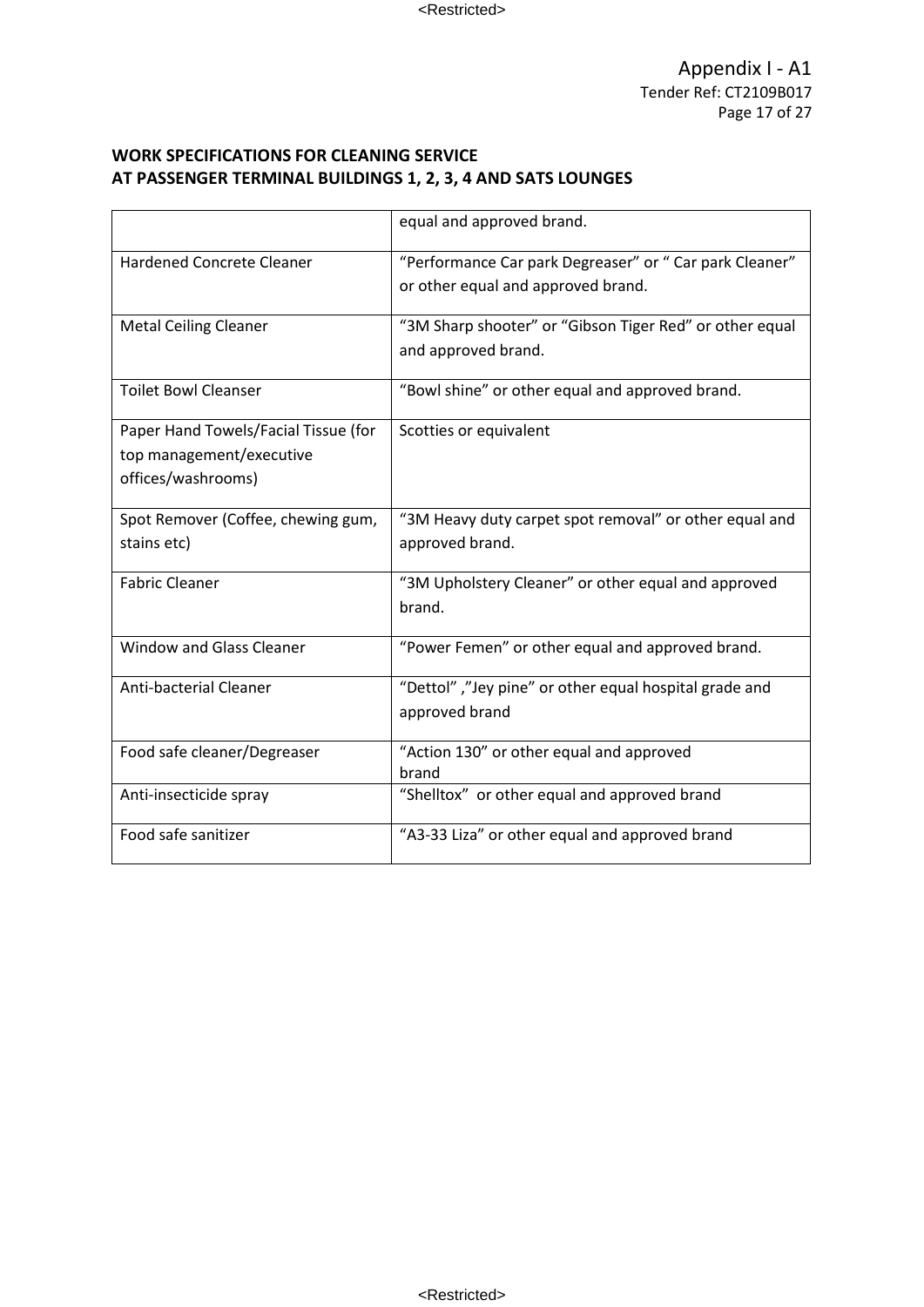**WORK SPECIFICATIONS FOR CLEANING SERVICE**
**AT PASSENGER TERMINAL BUILDINGS 1, 2, 3, 4 AND SATS LOUNGES**

| | |
|---|---|
| | equal and approved brand. |
| Hardened Concrete Cleaner | "Performance Car park Degreaser" or " Car park Cleaner" or other equal and approved brand. |
| Metal Ceiling Cleaner | "3M Sharp shooter" or "Gibson Tiger Red" or other equal and approved brand. |
| Toilet Bowl Cleanser | "Bowl shine" or other equal and approved brand. |
| Paper Hand Towels/Facial Tissue (for top management/executive offices/washrooms) | Scotties or equivalent |
| Spot Remover (Coffee, chewing gum, stains etc) | "3M Heavy duty carpet spot removal" or other equal and approved brand. |
| Fabric Cleaner | "3M Upholstery Cleaner" or other equal and approved brand. |
| Window and Glass Cleaner | "Power Femen" or other equal and approved brand. |
| Anti-bacterial Cleaner | "Dettol" ,"Jey pine" or other equal hospital grade and approved brand |
| Food safe cleaner/Degreaser | "Action 130" or other equal and approved brand |
| Anti-insecticide spray | "Shelltox" or other equal and approved brand |
| Food safe sanitizer | "A3-33 Liza" or other equal and approved brand |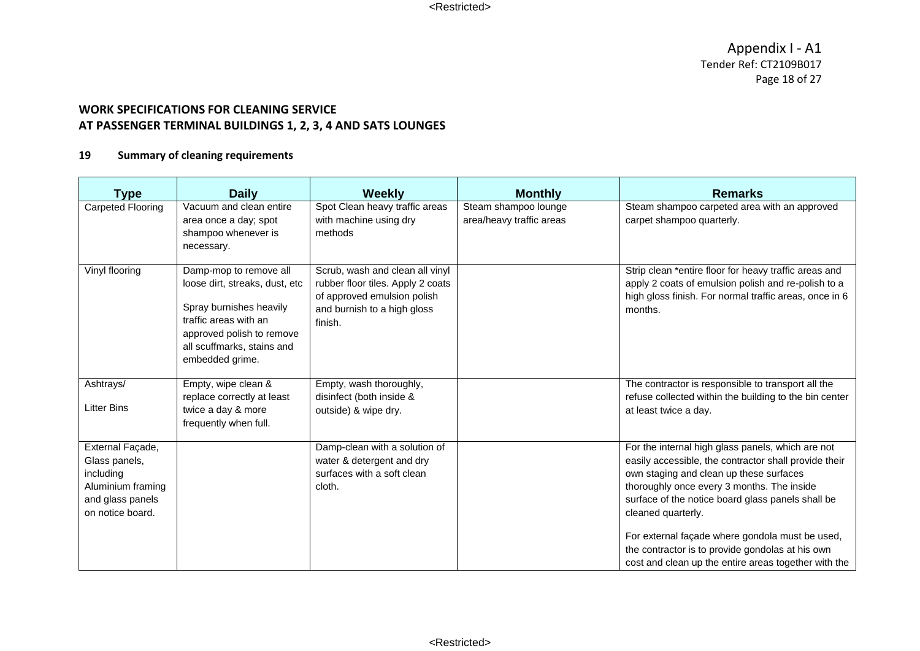**WORK SPECIFICATIONS FOR CLEANING SERVICE**
**AT PASSENGER TERMINAL BUILDINGS 1, 2, 3, 4 AND SATS LOUNGES**

## 19 Summary of cleaning requirements

| Type | Daily | Weekly | Monthly | Remarks |
|---|---|---|---|---|
| Carpeted Flooring | Vacuum and clean entire area once a day; spot shampoo whenever is necessary. | Spot Clean heavy traffic areas with machine using dry methods | Steam shampoo lounge area/heavy traffic areas | Steam shampoo carpeted area with an approved carpet shampoo quarterly. |
| Vinyl flooring | Damp-mop to remove all loose dirt, streaks, dust, etc<br><br>Spray burnishes heavily traffic areas with an approved polish to remove all scuffmarks, stains and embedded grime. | Scrub, wash and clean all vinyl rubber floor tiles. Apply 2 coats of approved emulsion polish and burnish to a high gloss finish. | | Strip clean *entire floor for heavy traffic areas and apply 2 coats of emulsion polish and re-polish to a high gloss finish. For normal traffic areas, once in 6 months. |
| Ashtrays/<br><br>Litter Bins | Empty, wipe clean & replace correctly at least twice a day & more frequently when full. | Empty, wash thoroughly, disinfect (both inside & outside) & wipe dry. | | The contractor is responsible to transport all the refuse collected within the building to the bin center at least twice a day. |
| External Façade, Glass panels, including Aluminium framing and glass panels on notice board. | | Damp-clean with a solution of water & detergent and dry surfaces with a soft clean cloth. | | For the internal high glass panels, which are not easily accessible, the contractor shall provide their own staging and clean up these surfaces thoroughly once every 3 months. The inside surface of the notice board glass panels shall be cleaned quarterly.<br><br>For external façade where gondola must be used, the contractor is to provide gondolas at his own cost and clean up the entire areas together with the |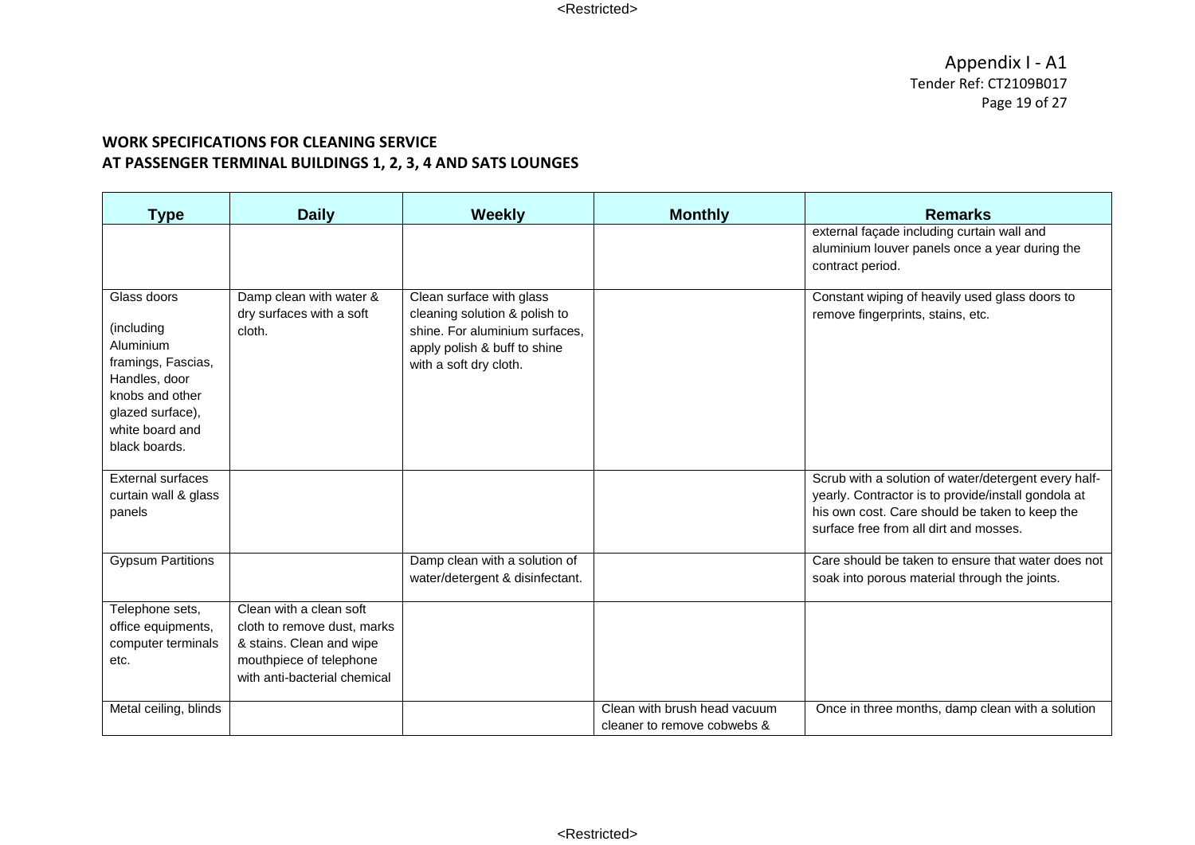**WORK SPECIFICATIONS FOR CLEANING SERVICE**
**AT PASSENGER TERMINAL BUILDINGS 1, 2, 3, 4 AND SATS LOUNGES**

| Type | Daily | Weekly | Monthly | Remarks |
|---|---|---|---|---|
| | | | | external façade including curtain wall and aluminium louver panels once a year during the contract period. |
| Glass doors<br><br>(including Aluminium framings, Fascias, Handles, door knobs and other glazed surface), white board and black boards. | Damp clean with water & dry surfaces with a soft cloth. | Clean surface with glass cleaning solution & polish to shine. For aluminium surfaces, apply polish & buff to shine with a soft dry cloth. | | Constant wiping of heavily used glass doors to remove fingerprints, stains, etc. |
| External surfaces curtain wall & glass panels | | | | Scrub with a solution of water/detergent every half-yearly. Contractor is to provide/install gondola at his own cost. Care should be taken to keep the surface free from all dirt and mosses. |
| Gypsum Partitions | | Damp clean with a solution of water/detergent & disinfectant. | | Care should be taken to ensure that water does not soak into porous material through the joints. |
| Telephone sets, office equipments, computer terminals etc. | Clean with a clean soft cloth to remove dust, marks & stains. Clean and wipe mouthpiece of telephone with anti-bacterial chemical | | | |
| Metal ceiling, blinds | | | Clean with brush head vacuum cleaner to remove cobwebs & | Once in three months, damp clean with a solution |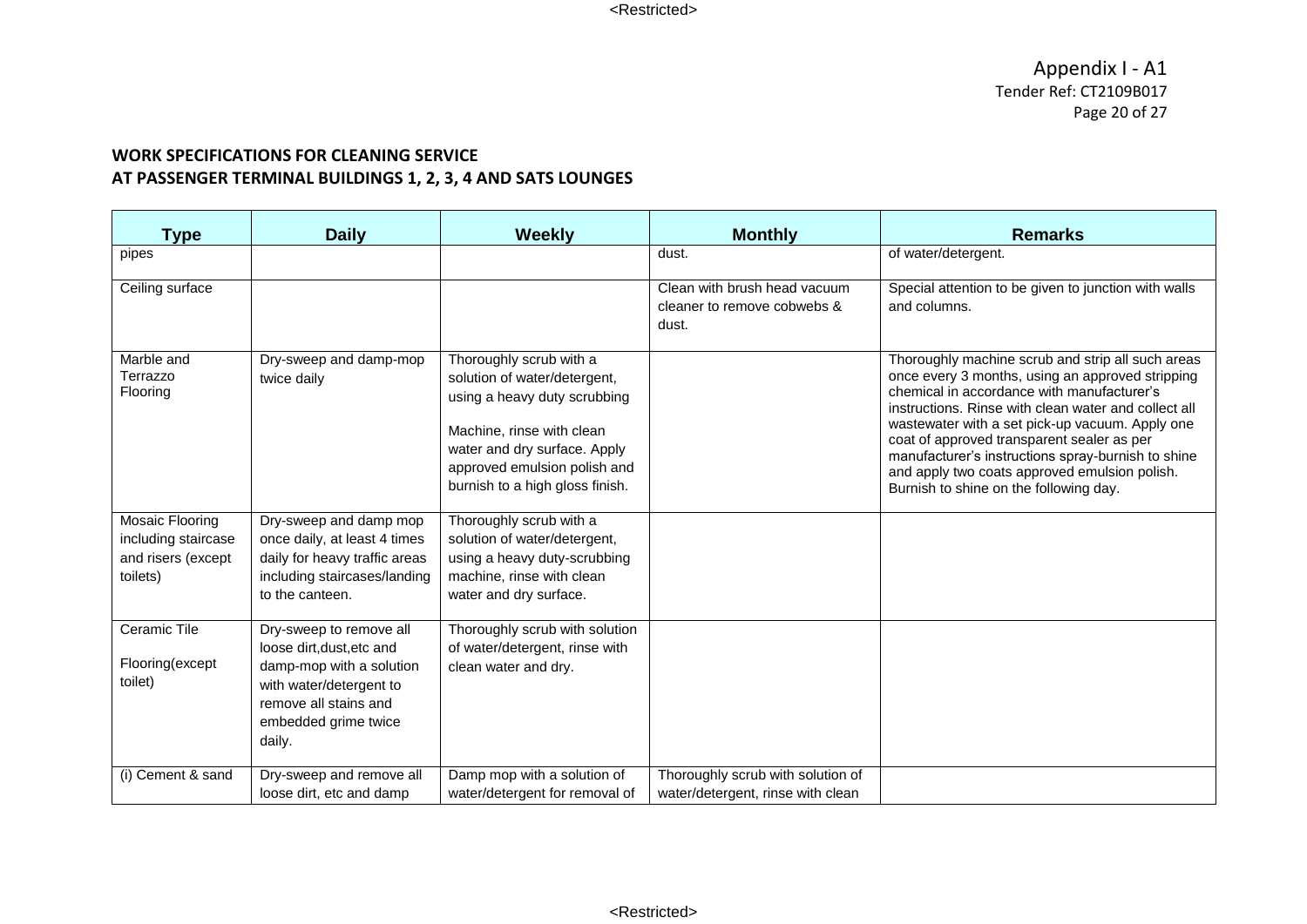Appendix I - A1
Tender Ref: CT2109B017

**WORK SPECIFICATIONS FOR CLEANING SERVICE**
**AT PASSENGER TERMINAL BUILDINGS 1, 2, 3, 4 AND SATS LOUNGES**

| Type | Daily | Weekly | Monthly | Remarks |
|---|---|---|---|---|
| pipes | | | dust. | of water/detergent. |
| Ceiling surface | | | Clean with brush head vacuum cleaner to remove cobwebs & dust. | Special attention to be given to junction with walls and columns. |
| Marble and Terrazzo Flooring | Dry-sweep and damp-mop twice daily | Thoroughly scrub with a solution of water/detergent, using a heavy duty scrubbing<br><br>Machine, rinse with clean water and dry surface. Apply approved emulsion polish and burnish to a high gloss finish. | | Thoroughly machine scrub and strip all such areas once every 3 months, using an approved stripping chemical in accordance with manufacturer's instructions. Rinse with clean water and collect all wastewater with a set pick-up vacuum. Apply one coat of approved transparent sealer as per manufacturer's instructions spray-burnish to shine and apply two coats approved emulsion polish. Burnish to shine on the following day. |
| Mosaic Flooring including staircase and risers (except toilets) | Dry-sweep and damp mop once daily, at least 4 times daily for heavy traffic areas including staircases/landing to the canteen. | Thoroughly scrub with a solution of water/detergent, using a heavy duty-scrubbing machine, rinse with clean water and dry surface. | | |
| Ceramic Tile<br><br>Flooring(except toilet) | Dry-sweep to remove all loose dirt,dust,etc and damp-mop with a solution with water/detergent to remove all stains and embedded grime twice daily. | Thoroughly scrub with solution of water/detergent, rinse with clean water and dry. | | |
| (i) Cement & sand | Dry-sweep and remove all loose dirt, etc and damp | Damp mop with a solution of water/detergent for removal of | Thoroughly scrub with solution of water/detergent, rinse with clean | |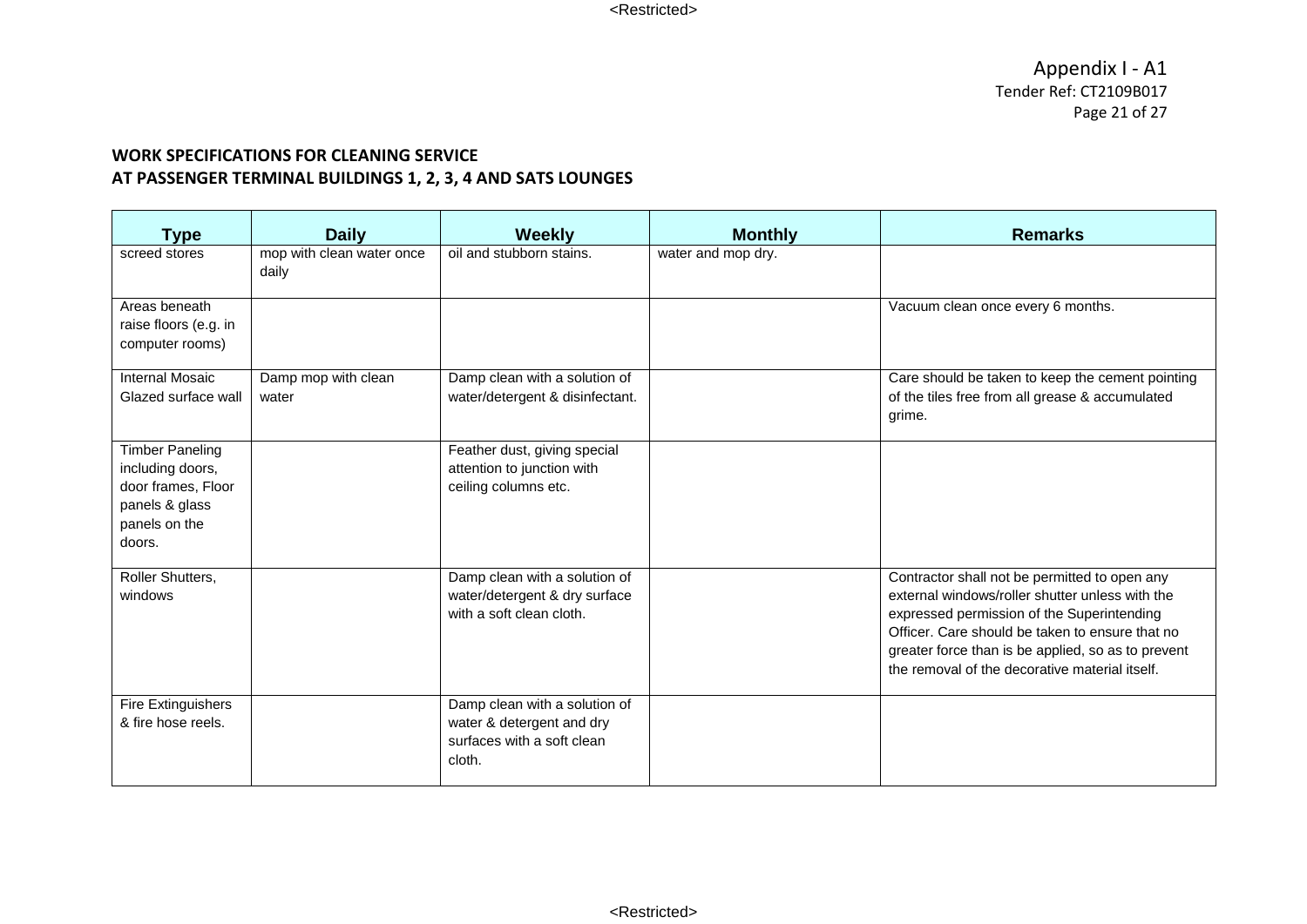Appendix I - A1
Tender Ref: CT2109B017

**WORK SPECIFICATIONS FOR CLEANING SERVICE**
**AT PASSENGER TERMINAL BUILDINGS 1, 2, 3, 4 AND SATS LOUNGES**

| Type | Daily | Weekly | Monthly | Remarks |
|---|---|---|---|---|
| screed stores | mop with clean water once daily | oil and stubborn stains. | water and mop dry. | |
| Areas beneath raise floors (e.g. in computer rooms) | | | | Vacuum clean once every 6 months. |
| Internal Mosaic Glazed surface wall | Damp mop with clean water | Damp clean with a solution of water/detergent & disinfectant. | | Care should be taken to keep the cement pointing of the tiles free from all grease & accumulated grime. |
| Timber Paneling including doors, door frames, Floor panels & glass panels on the doors. | | Feather dust, giving special attention to junction with ceiling columns etc. | | |
| Roller Shutters, windows | | Damp clean with a solution of water/detergent & dry surface with a soft clean cloth. | | Contractor shall not be permitted to open any external windows/roller shutter unless with the expressed permission of the Superintending Officer. Care should be taken to ensure that no greater force than is be applied, so as to prevent the removal of the decorative material itself. |
| Fire Extinguishers & fire hose reels. | | Damp clean with a solution of water & detergent and dry surfaces with a soft clean cloth. | | |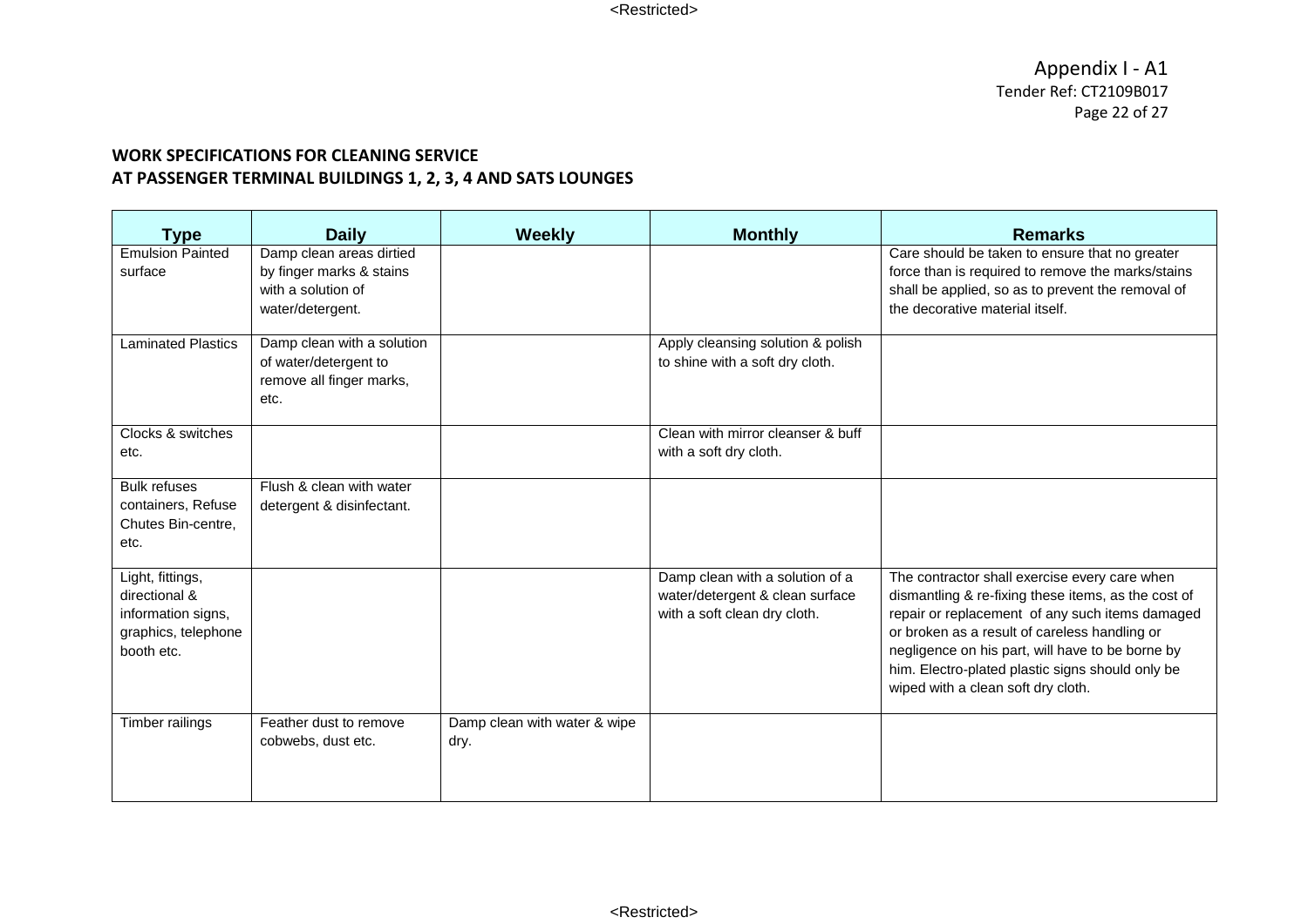**WORK SPECIFICATIONS FOR CLEANING SERVICE**
**AT PASSENGER TERMINAL BUILDINGS 1, 2, 3, 4 AND SATS LOUNGES**

| Type | Daily | Weekly | Monthly | Remarks |
|---|---|---|---|---|
| Emulsion Painted surface | Damp clean areas dirtied by finger marks & stains with a solution of water/detergent. | | | Care should be taken to ensure that no greater force than is required to remove the marks/stains shall be applied, so as to prevent the removal of the decorative material itself. |
| Laminated Plastics | Damp clean with a solution of water/detergent to remove all finger marks, etc. | | Apply cleansing solution & polish to shine with a soft dry cloth. | |
| Clocks & switches etc. | | | Clean with mirror cleanser & buff with a soft dry cloth. | |
| Bulk refuses containers, Refuse Chutes Bin-centre, etc. | Flush & clean with water detergent & disinfectant. | | | |
| Light, fittings, directional & information signs, graphics, telephone booth etc. | | | Damp clean with a solution of a water/detergent & clean surface with a soft clean dry cloth. | The contractor shall exercise every care when dismantling & re-fixing these items, as the cost of repair or replacement of any such items damaged or broken as a result of careless handling or negligence on his part, will have to be borne by him. Electro-plated plastic signs should only be wiped with a clean soft dry cloth. |
| Timber railings | Feather dust to remove cobwebs, dust etc. | Damp clean with water & wipe dry. | | |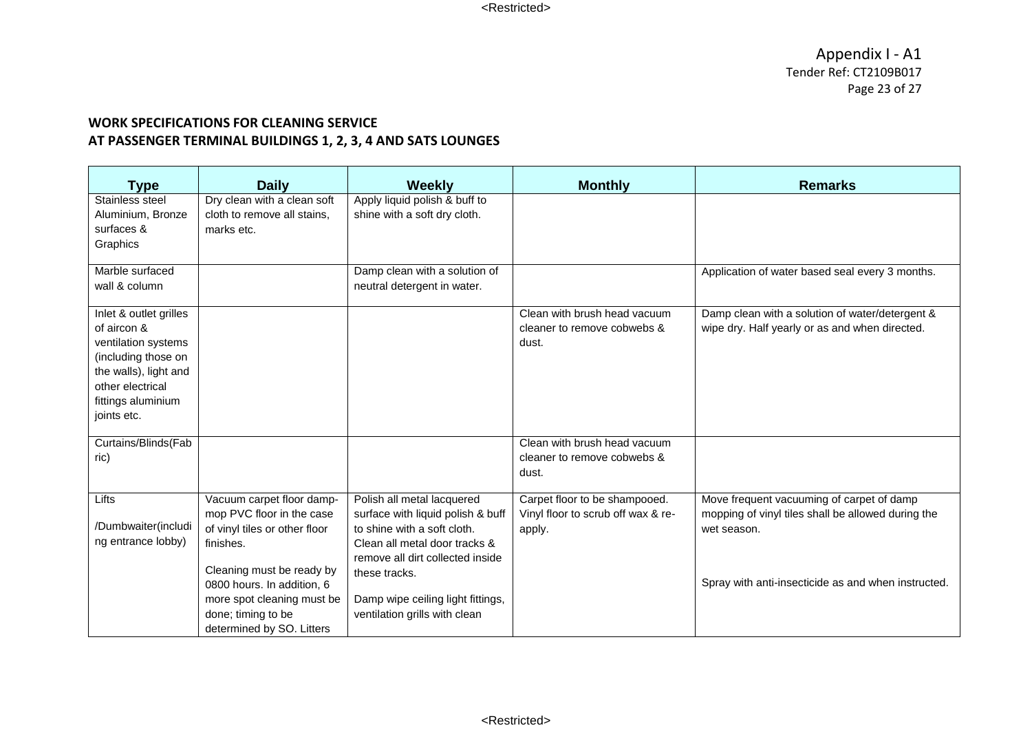## WORK SPECIFICATIONS FOR CLEANING SERVICE AT PASSENGER TERMINAL BUILDINGS 1, 2, 3, 4 AND SATS LOUNGES

| Type | Daily | Weekly | Monthly | Remarks |
|---|---|---|---|---|
| Stainless steel Aluminium, Bronze surfaces & Graphics | Dry clean with a clean soft cloth to remove all stains, marks etc. | Apply liquid polish & buff to shine with a soft dry cloth. | | |
| Marble surfaced wall & column | | Damp clean with a solution of neutral detergent in water. | | Application of water based seal every 3 months. |
| Inlet & outlet grilles of aircon & ventilation systems (including those on the walls), light and other electrical fittings aluminium joints etc. | | | Clean with brush head vacuum cleaner to remove cobwebs & dust. | Damp clean with a solution of water/detergent & wipe dry. Half yearly or as and when directed. |
| Curtains/Blinds(Fabric) | | | Clean with brush head vacuum cleaner to remove cobwebs & dust. | |
| Lifts /Dumbwaiter(including entrance lobby) | Vacuum carpet floor damp-mop PVC floor in the case of vinyl tiles or other floor finishes. Cleaning must be ready by 0800 hours. In addition, 6 more spot cleaning must be done; timing to be determined by SO. Litters | Polish all metal lacquered surface with liquid polish & buff to shine with a soft cloth. Clean all metal door tracks & remove all dirt collected inside these tracks. Damp wipe ceiling light fittings, ventilation grills with clean | Carpet floor to be shampooed. Vinyl floor to scrub off wax & re-apply. | Move frequent vacuuming of carpet of damp mopping of vinyl tiles shall be allowed during the wet season. Spray with anti-insecticide as and when instructed. |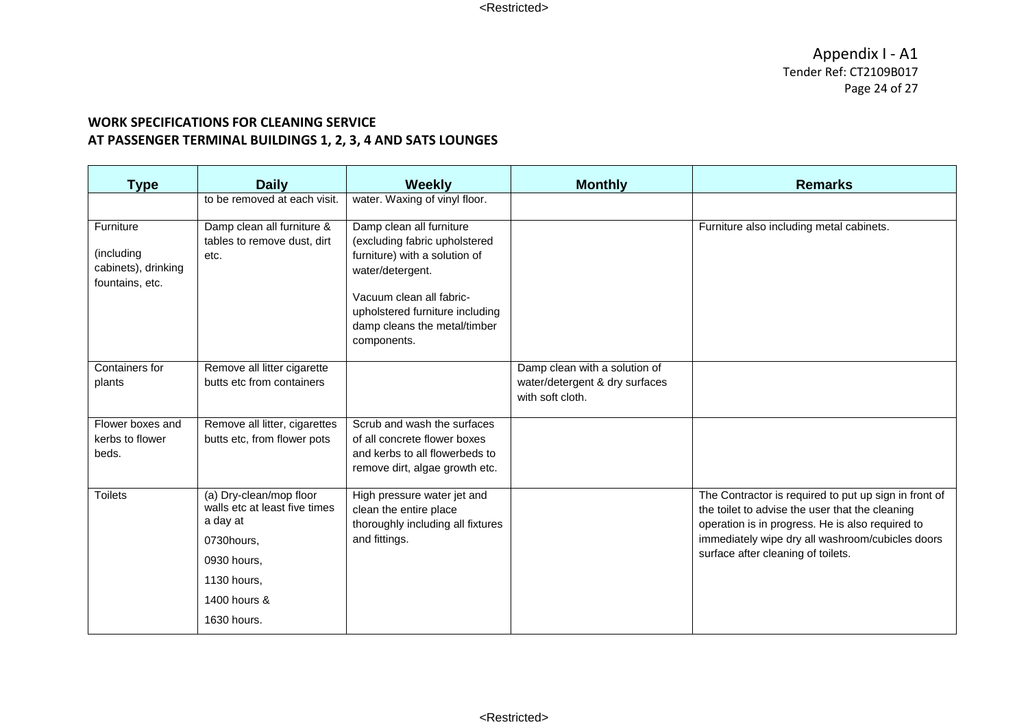**WORK SPECIFICATIONS FOR CLEANING SERVICE**
**AT PASSENGER TERMINAL BUILDINGS 1, 2, 3, 4 AND SATS LOUNGES**

| Type | Daily | Weekly | Monthly | Remarks |
|---|---|---|---|---|
| | to be removed at each visit. | water. Waxing of vinyl floor. | | |
| Furniture<br><br>(including cabinets), drinking fountains, etc. | Damp clean all furniture & tables to remove dust, dirt etc. | Damp clean all furniture (excluding fabric upholstered furniture) with a solution of water/detergent.<br><br>Vacuum clean all fabric-upholstered furniture including damp cleans the metal/timber components. | | Furniture also including metal cabinets. |
| Containers for plants | Remove all litter cigarette butts etc from containers | | Damp clean with a solution of water/detergent & dry surfaces with soft cloth. | |
| Flower boxes and kerbs to flower beds. | Remove all litter, cigarettes butts etc, from flower pots | Scrub and wash the surfaces of all concrete flower boxes and kerbs to all flowerbeds to remove dirt, algae growth etc. | | |
| Toilets | (a) Dry-clean/mop floor walls etc at least five times a day at<br><br>0730hours,<br><br>0930 hours,<br><br>1130 hours,<br><br>1400 hours &<br><br>1630 hours. | High pressure water jet and clean the entire place thoroughly including all fixtures and fittings. | | The Contractor is required to put up sign in front of the toilet to advise the user that the cleaning operation is in progress. He is also required to immediately wipe dry all washroom/cubicles doors surface after cleaning of toilets. |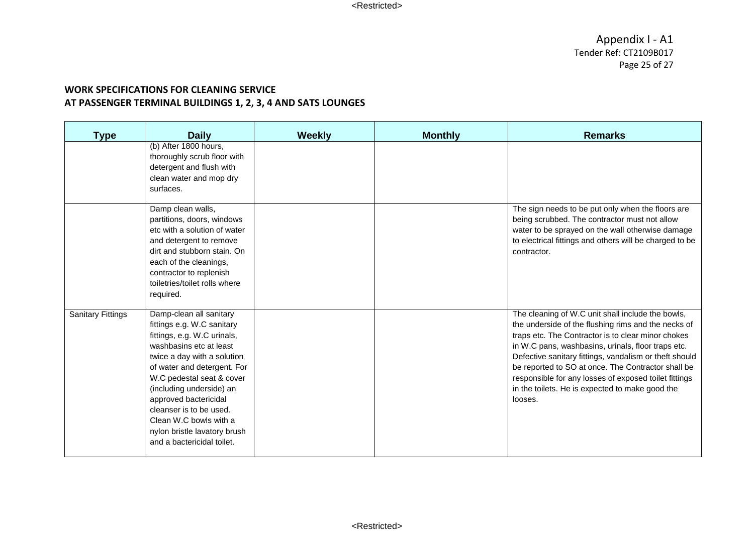Appendix I - A1
Tender Ref: CT2109B017

**WORK SPECIFICATIONS FOR CLEANING SERVICE**
**AT PASSENGER TERMINAL BUILDINGS 1, 2, 3, 4 AND SATS LOUNGES**

| Type | Daily | Weekly | Monthly | Remarks |
|---|---|---|---|---|
| | (b) After 1800 hours, thoroughly scrub floor with detergent and flush with clean water and mop dry surfaces. | | | |
| | Damp clean walls, partitions, doors, windows etc with a solution of water and detergent to remove dirt and stubborn stain. On each of the cleanings, contractor to replenish toiletries/toilet rolls where required. | | | The sign needs to be put only when the floors are being scrubbed. The contractor must not allow water to be sprayed on the wall otherwise damage to electrical fittings and others will be charged to be contractor. |
| Sanitary Fittings | Damp-clean all sanitary fittings e.g. W.C sanitary fittings, e.g. W.C urinals, washbasins etc at least twice a day with a solution of water and detergent. For W.C pedestal seat & cover (including underside) an approved bactericidal cleanser is to be used. Clean W.C bowls with a nylon bristle lavatory brush and a bactericidal toilet. | | | The cleaning of W.C unit shall include the bowls, the underside of the flushing rims and the necks of traps etc. The Contractor is to clear minor chokes in W.C pans, washbasins, urinals, floor traps etc. Defective sanitary fittings, vandalism or theft should be reported to SO at once. The Contractor shall be responsible for any losses of exposed toilet fittings in the toilets. He is expected to make good the looses. |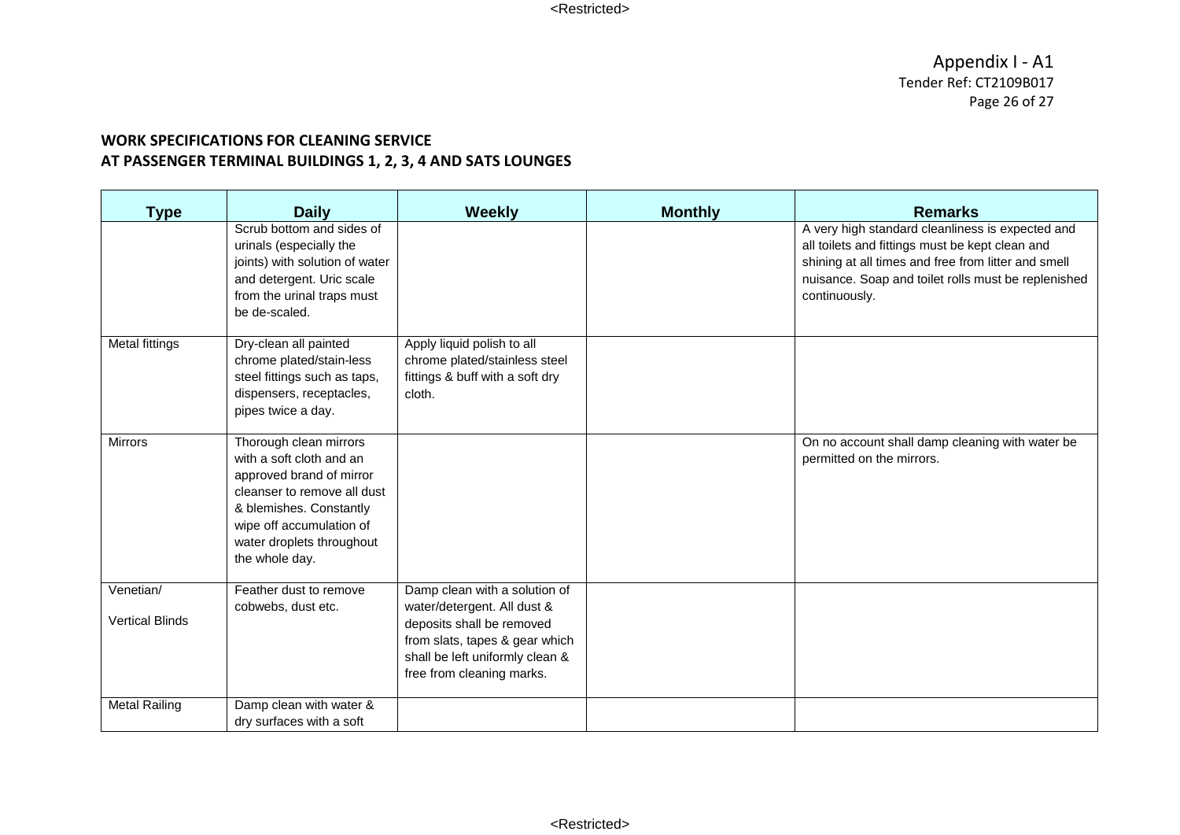Appendix I - A1
Tender Ref: CT2109B017

**WORK SPECIFICATIONS FOR CLEANING SERVICE**
**AT PASSENGER TERMINAL BUILDINGS 1, 2, 3, 4 AND SATS LOUNGES**

| Type | Daily | Weekly | Monthly | Remarks |
|---|---|---|---|---|
| | Scrub bottom and sides of urinals (especially the joints) with solution of water and detergent. Uric scale from the urinal traps must be de-scaled. | | | A very high standard cleanliness is expected and all toilets and fittings must be kept clean and shining at all times and free from litter and smell nuisance. Soap and toilet rolls must be replenished continuously. |
| Metal fittings | Dry-clean all painted chrome plated/stain-less steel fittings such as taps, dispensers, receptacles, pipes twice a day. | Apply liquid polish to all chrome plated/stainless steel fittings & buff with a soft dry cloth. | | |
| Mirrors | Thorough clean mirrors with a soft cloth and an approved brand of mirror cleanser to remove all dust & blemishes. Constantly wipe off accumulation of water droplets throughout the whole day. | | | On no account shall damp cleaning with water be permitted on the mirrors. |
| Venetian/ Vertical Blinds | Feather dust to remove cobwebs, dust etc. | Damp clean with a solution of water/detergent. All dust & deposits shall be removed from slats, tapes & gear which shall be left uniformly clean & free from cleaning marks. | | |
| Metal Railing | Damp clean with water & dry surfaces with a soft | | | |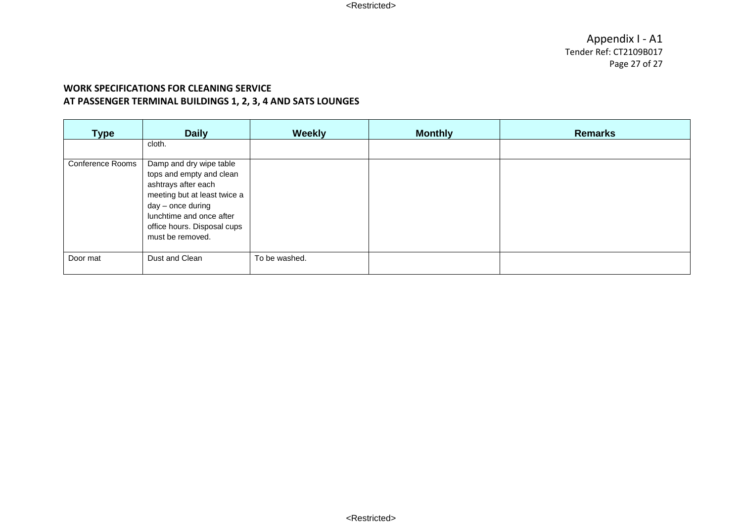Appendix I - A1
Tender Ref: CT2109B017

**WORK SPECIFICATIONS FOR CLEANING SERVICE**
**AT PASSENGER TERMINAL BUILDINGS 1, 2, 3, 4 AND SATS LOUNGES**

| Type | Daily | Weekly | Monthly | Remarks |
|---|---|---|---|---|
| | cloth. | | | |
| Conference Rooms | Damp and dry wipe table tops and empty and clean ashtrays after each meeting but at least twice a day – once during lunchtime and once after office hours. Disposal cups must be removed. | | | |
| Door mat | Dust and Clean | To be washed. | | |